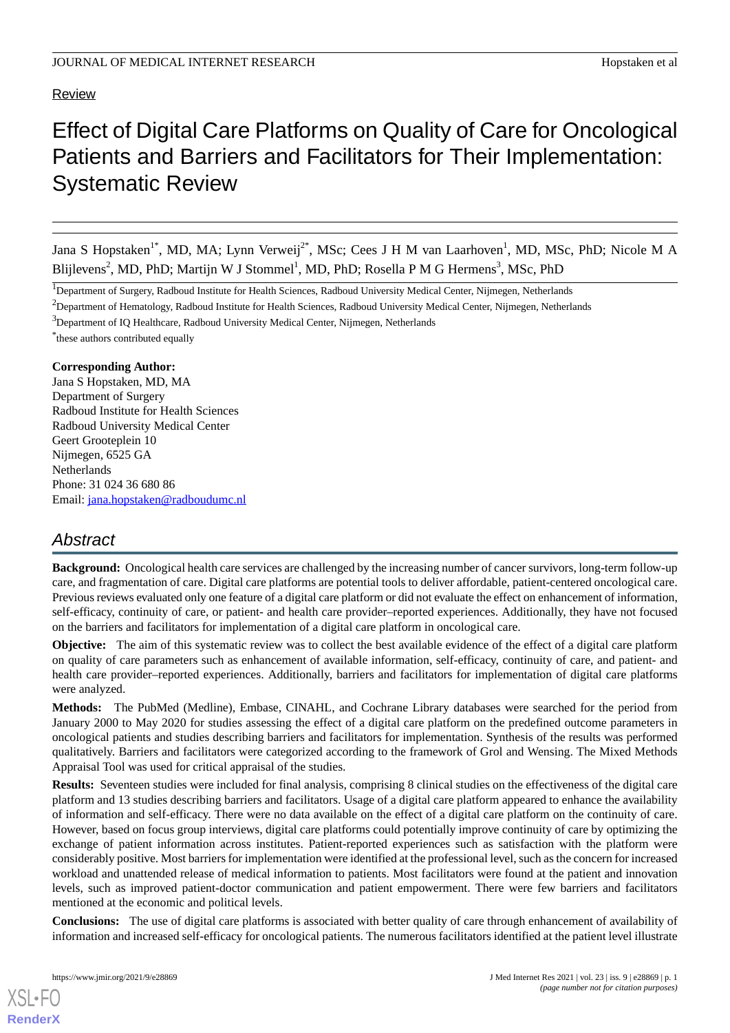Review

# Effect of Digital Care Platforms on Quality of Care for Oncological Patients and Barriers and Facilitators for Their Implementation: Systematic Review

Jana S Hopstaken[1*], MD, MA; Lynn Verweij[2*], MSc; Cees J H M van Laarhoven[1], MD, MSc, PhD; Nicole M A Blijlevens[2], MD, PhD; Martijn W J Stommel[1], MD, PhD; Rosella P M G Hermens[3], MSc, PhD

[1]Department of Surgery, Radboud Institute for Health Sciences, Radboud University Medical Center, Nijmegen, Netherlands

[2]Department of Hematology, Radboud Institute for Health Sciences, Radboud University Medical Center, Nijmegen, Netherlands

[3]Department of IQ Healthcare, Radboud University Medical Center, Nijmegen, Netherlands

[*]these authors contributed equally

**Corresponding Author:**
Jana S Hopstaken, MD, MA
Department of Surgery
Radboud Institute for Health Sciences
Radboud University Medical Center
Geert Grooteplein 10
Nijmegen, 6525 GA
Netherlands
Phone: 31 024 36 680 86
Email: jana.hopstaken@radboudumc.nl

## Abstract

**Background:** Oncological health care services are challenged by the increasing number of cancer survivors, long-term follow-up care, and fragmentation of care. Digital care platforms are potential tools to deliver affordable, patient-centered oncological care. Previous reviews evaluated only one feature of a digital care platform or did not evaluate the effect on enhancement of information, self-efficacy, continuity of care, or patient- and health care provider–reported experiences. Additionally, they have not focused on the barriers and facilitators for implementation of a digital care platform in oncological care.

**Objective:** The aim of this systematic review was to collect the best available evidence of the effect of a digital care platform on quality of care parameters such as enhancement of available information, self-efficacy, continuity of care, and patient- and health care provider–reported experiences. Additionally, barriers and facilitators for implementation of digital care platforms were analyzed.

**Methods:** The PubMed (Medline), Embase, CINAHL, and Cochrane Library databases were searched for the period from January 2000 to May 2020 for studies assessing the effect of a digital care platform on the predefined outcome parameters in oncological patients and studies describing barriers and facilitators for implementation. Synthesis of the results was performed qualitatively. Barriers and facilitators were categorized according to the framework of Grol and Wensing. The Mixed Methods Appraisal Tool was used for critical appraisal of the studies.

**Results:** Seventeen studies were included for final analysis, comprising 8 clinical studies on the effectiveness of the digital care platform and 13 studies describing barriers and facilitators. Usage of a digital care platform appeared to enhance the availability of information and self-efficacy. There were no data available on the effect of a digital care platform on the continuity of care. However, based on focus group interviews, digital care platforms could potentially improve continuity of care by optimizing the exchange of patient information across institutes. Patient-reported experiences such as satisfaction with the platform were considerably positive. Most barriers for implementation were identified at the professional level, such as the concern for increased workload and unattended release of medical information to patients. Most facilitators were found at the patient and innovation levels, such as improved patient-doctor communication and patient empowerment. There were few barriers and facilitators mentioned at the economic and political levels.

**Conclusions:** The use of digital care platforms is associated with better quality of care through enhancement of availability of information and increased self-efficacy for oncological patients. The numerous facilitators identified at the patient level illustrate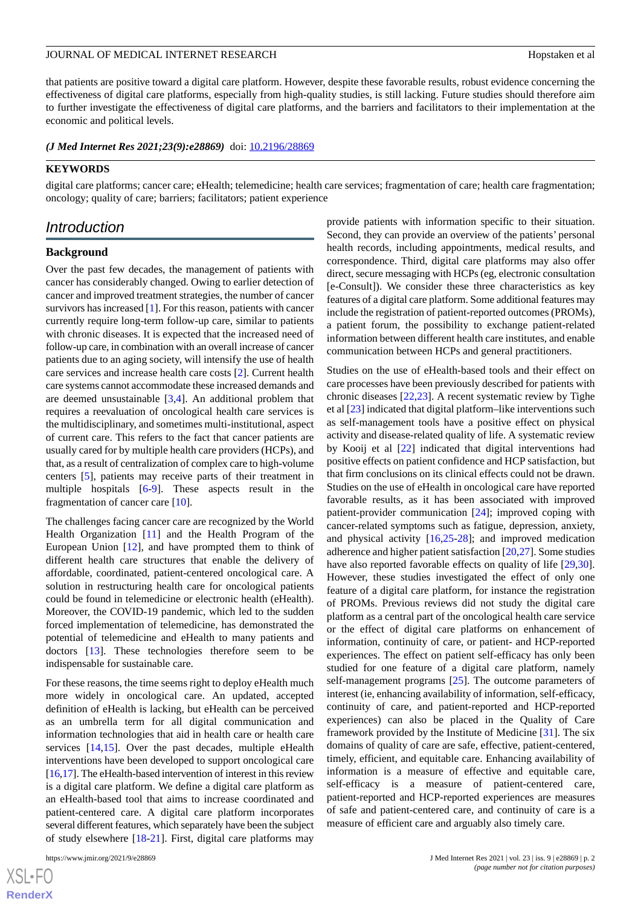that patients are positive toward a digital care platform. However, despite these favorable results, robust evidence concerning the effectiveness of digital care platforms, especially from high-quality studies, is still lacking. Future studies should therefore aim to further investigate the effectiveness of digital care platforms, and the barriers and facilitators to their implementation at the economic and political levels.

***(J Med Internet Res 2021;23(9):e28869)*** doi: 10.2196/28869

**KEYWORDS**

digital care platforms; cancer care; eHealth; telemedicine; health care services; fragmentation of care; health care fragmentation; oncology; quality of care; barriers; facilitators; patient experience

## Introduction

### Background

Over the past few decades, the management of patients with cancer has considerably changed. Owing to earlier detection of cancer and improved treatment strategies, the number of cancer survivors has increased [1]. For this reason, patients with cancer currently require long-term follow-up care, similar to patients with chronic diseases. It is expected that the increased need of follow-up care, in combination with an overall increase of cancer patients due to an aging society, will intensify the use of health care services and increase health care costs [2]. Current health care systems cannot accommodate these increased demands and are deemed unsustainable [3,4]. An additional problem that requires a reevaluation of oncological health care services is the multidisciplinary, and sometimes multi-institutional, aspect of current care. This refers to the fact that cancer patients are usually cared for by multiple health care providers (HCPs), and that, as a result of centralization of complex care to high-volume centers [5], patients may receive parts of their treatment in multiple hospitals [6-9]. These aspects result in the fragmentation of cancer care [10].

The challenges facing cancer care are recognized by the World Health Organization [11] and the Health Program of the European Union [12], and have prompted them to think of different health care structures that enable the delivery of affordable, coordinated, patient-centered oncological care. A solution in restructuring health care for oncological patients could be found in telemedicine or electronic health (eHealth). Moreover, the COVID-19 pandemic, which led to the sudden forced implementation of telemedicine, has demonstrated the potential of telemedicine and eHealth to many patients and doctors [13]. These technologies therefore seem to be indispensable for sustainable care.

For these reasons, the time seems right to deploy eHealth much more widely in oncological care. An updated, accepted definition of eHealth is lacking, but eHealth can be perceived as an umbrella term for all digital communication and information technologies that aid in health care or health care services [14,15]. Over the past decades, multiple eHealth interventions have been developed to support oncological care [16,17]. The eHealth-based intervention of interest in this review is a digital care platform. We define a digital care platform as an eHealth-based tool that aims to increase coordinated and patient-centered care. A digital care platform incorporates several different features, which separately have been the subject of study elsewhere [18-21]. First, digital care platforms may provide patients with information specific to their situation. Second, they can provide an overview of the patients' personal health records, including appointments, medical results, and correspondence. Third, digital care platforms may also offer direct, secure messaging with HCPs (eg, electronic consultation [e-Consult]). We consider these three characteristics as key features of a digital care platform. Some additional features may include the registration of patient-reported outcomes (PROMs), a patient forum, the possibility to exchange patient-related information between different health care institutes, and enable communication between HCPs and general practitioners.

Studies on the use of eHealth-based tools and their effect on care processes have been previously described for patients with chronic diseases [22,23]. A recent systematic review by Tighe et al [23] indicated that digital platform–like interventions such as self-management tools have a positive effect on physical activity and disease-related quality of life. A systematic review by Kooij et al [22] indicated that digital interventions had positive effects on patient confidence and HCP satisfaction, but that firm conclusions on its clinical effects could not be drawn. Studies on the use of eHealth in oncological care have reported favorable results, as it has been associated with improved patient-provider communication [24]; improved coping with cancer-related symptoms such as fatigue, depression, anxiety, and physical activity [16,25-28]; and improved medication adherence and higher patient satisfaction [20,27]. Some studies have also reported favorable effects on quality of life [29,30]. However, these studies investigated the effect of only one feature of a digital care platform, for instance the registration of PROMs. Previous reviews did not study the digital care platform as a central part of the oncological health care service or the effect of digital care platforms on enhancement of information, continuity of care, or patient- and HCP-reported experiences. The effect on patient self-efficacy has only been studied for one feature of a digital care platform, namely self-management programs [25]. The outcome parameters of interest (ie, enhancing availability of information, self-efficacy, continuity of care, and patient-reported and HCP-reported experiences) can also be placed in the Quality of Care framework provided by the Institute of Medicine [31]. The six domains of quality of care are safe, effective, patient-centered, timely, efficient, and equitable care. Enhancing availability of information is a measure of effective and equitable care, self-efficacy is a measure of patient-centered care, patient-reported and HCP-reported experiences are measures of safe and patient-centered care, and continuity of care is a measure of efficient care and arguably also timely care.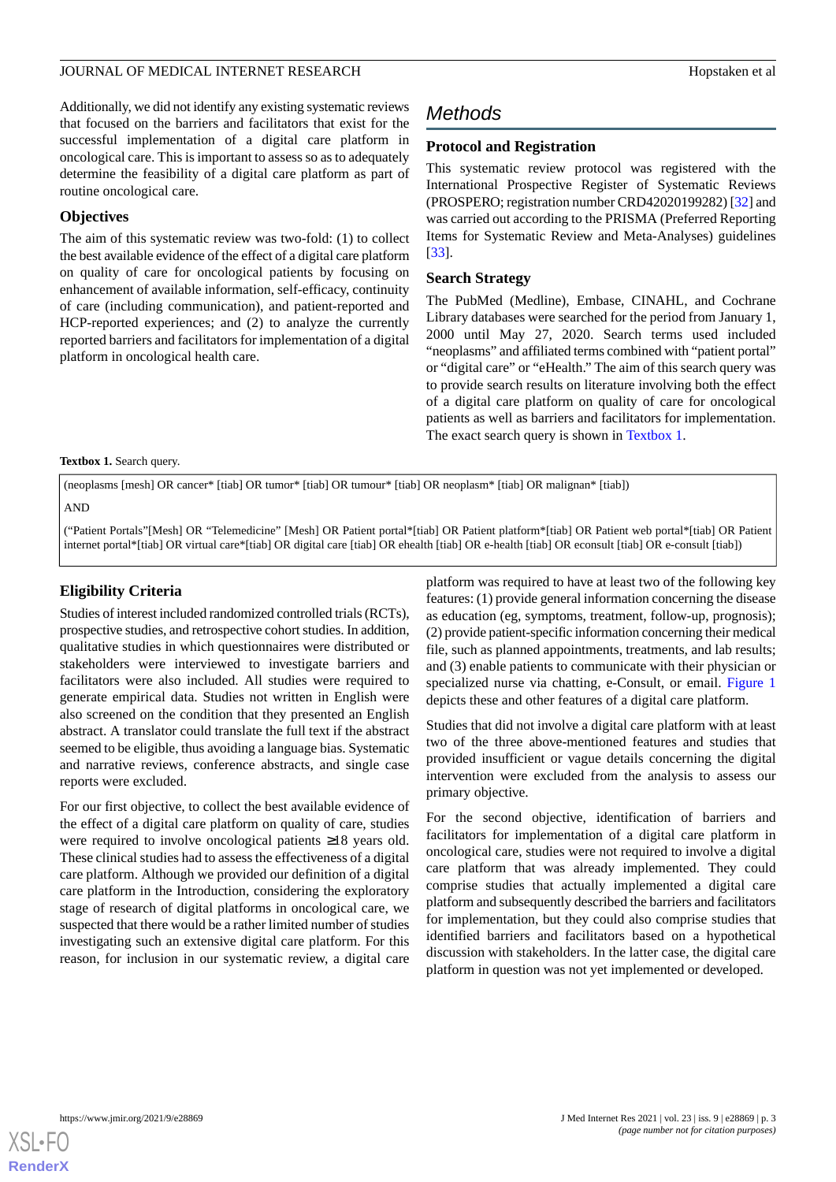Additionally, we did not identify any existing systematic reviews that focused on the barriers and facilitators that exist for the successful implementation of a digital care platform in oncological care. This is important to assess so as to adequately determine the feasibility of a digital care platform as part of routine oncological care.

### Objectives

The aim of this systematic review was two-fold: (1) to collect the best available evidence of the effect of a digital care platform on quality of care for oncological patients by focusing on enhancement of available information, self-efficacy, continuity of care (including communication), and patient-reported and HCP-reported experiences; and (2) to analyze the currently reported barriers and facilitators for implementation of a digital platform in oncological health care.

## Methods

### Protocol and Registration

This systematic review protocol was registered with the International Prospective Register of Systematic Reviews (PROSPERO; registration number CRD42020199282) [32] and was carried out according to the PRISMA (Preferred Reporting Items for Systematic Review and Meta-Analyses) guidelines [33].

### Search Strategy

The PubMed (Medline), Embase, CINAHL, and Cochrane Library databases were searched for the period from January 1, 2000 until May 27, 2020. Search terms used included "neoplasms" and affiliated terms combined with "patient portal" or "digital care" or "eHealth." The aim of this search query was to provide search results on literature involving both the effect of a digital care platform on quality of care for oncological patients as well as barriers and facilitators for implementation. The exact search query is shown in Textbox 1.

**Textbox 1.** Search query.

(neoplasms [mesh] OR cancer* [tiab] OR tumor* [tiab] OR tumour* [tiab] OR neoplasm* [tiab] OR malignan* [tiab])

AND

("Patient Portals"[Mesh] OR "Telemedicine" [Mesh] OR Patient portal*[tiab] OR Patient platform*[tiab] OR Patient web portal*[tiab] OR Patient internet portal*[tiab] OR virtual care*[tiab] OR digital care [tiab] OR ehealth [tiab] OR e-health [tiab] OR econsult [tiab] OR e-consult [tiab])

### Eligibility Criteria

Studies of interest included randomized controlled trials (RCTs), prospective studies, and retrospective cohort studies. In addition, qualitative studies in which questionnaires were distributed or stakeholders were interviewed to investigate barriers and facilitators were also included. All studies were required to generate empirical data. Studies not written in English were also screened on the condition that they presented an English abstract. A translator could translate the full text if the abstract seemed to be eligible, thus avoiding a language bias. Systematic and narrative reviews, conference abstracts, and single case reports were excluded.

For our first objective, to collect the best available evidence of the effect of a digital care platform on quality of care, studies were required to involve oncological patients ≥18 years old. These clinical studies had to assess the effectiveness of a digital care platform. Although we provided our definition of a digital care platform in the Introduction, considering the exploratory stage of research of digital platforms in oncological care, we suspected that there would be a rather limited number of studies investigating such an extensive digital care platform. For this reason, for inclusion in our systematic review, a digital care platform was required to have at least two of the following key features: (1) provide general information concerning the disease as education (eg, symptoms, treatment, follow-up, prognosis); (2) provide patient-specific information concerning their medical file, such as planned appointments, treatments, and lab results; and (3) enable patients to communicate with their physician or specialized nurse via chatting, e-Consult, or email. Figure 1 depicts these and other features of a digital care platform.

Studies that did not involve a digital care platform with at least two of the three above-mentioned features and studies that provided insufficient or vague details concerning the digital intervention were excluded from the analysis to assess our primary objective.

For the second objective, identification of barriers and facilitators for implementation of a digital care platform in oncological care, studies were not required to involve a digital care platform that was already implemented. They could comprise studies that actually implemented a digital care platform and subsequently described the barriers and facilitators for implementation, but they could also comprise studies that identified barriers and facilitators based on a hypothetical discussion with stakeholders. In the latter case, the digital care platform in question was not yet implemented or developed.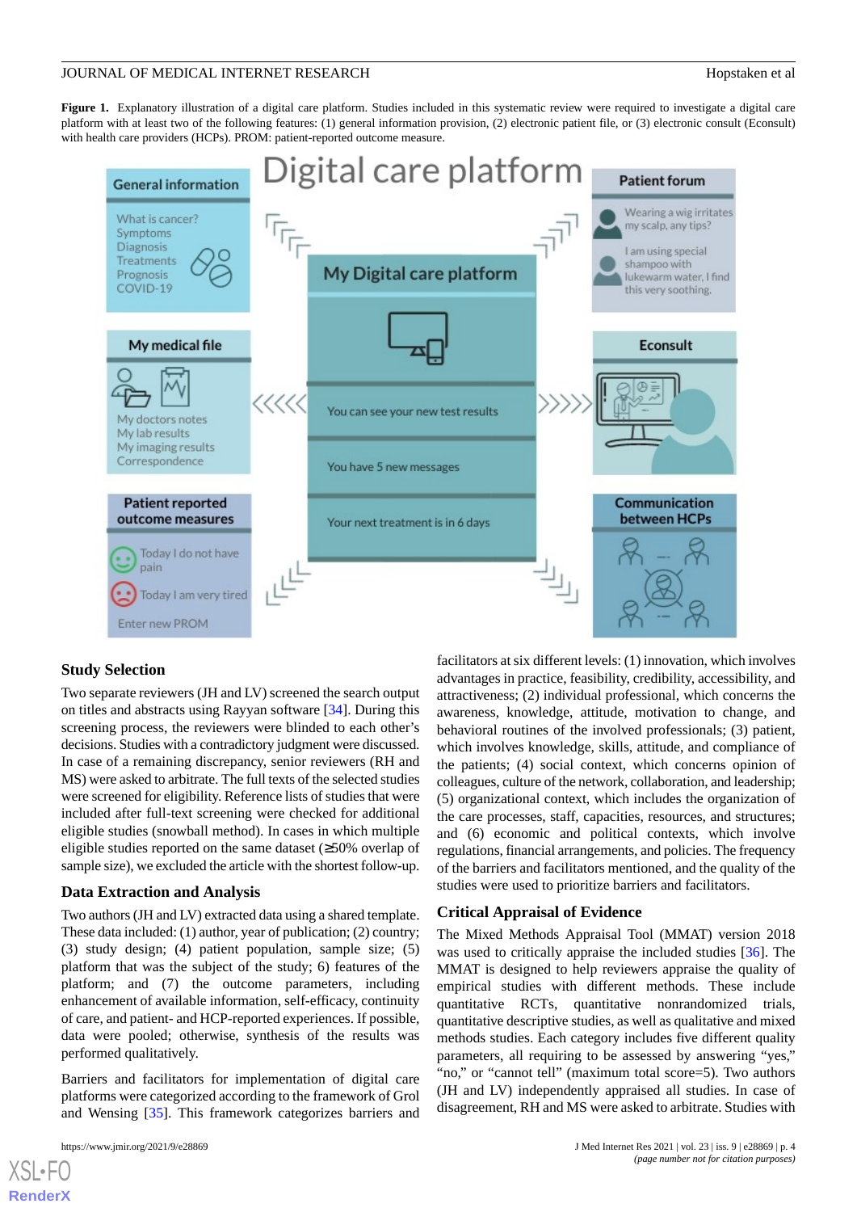**Figure 1.** Explanatory illustration of a digital care platform. Studies included in this systematic review were required to investigate a digital care platform with at least two of the following features: (1) general information provision, (2) electronic patient file, or (3) electronic consult (Econsult) with health care providers (HCPs). PROM: patient-reported outcome measure.

Digital care platform

General information

What is cancer?
Symptoms
Diagnosis
Treatments
Prognosis
COVID-19

Patient forum

Wearing a wig irritates my scalp, any tips?

I am using special shampoo with lukewarm water, I find this very soothing.

My Digital care platform

You can see your new test results

You have 5 new messages

Your next treatment is in 6 days

My medical file

My doctors notes
My lab results
My imaging results
Correspondence

Econsult

Patient reported outcome measures

Today I do not have pain

Today I am very tired

Enter new PROM

Communication between HCPs

### Study Selection

Two separate reviewers (JH and LV) screened the search output on titles and abstracts using Rayyan software [34]. During this screening process, the reviewers were blinded to each other's decisions. Studies with a contradictory judgment were discussed. In case of a remaining discrepancy, senior reviewers (RH and MS) were asked to arbitrate. The full texts of the selected studies were screened for eligibility. Reference lists of studies that were included after full-text screening were checked for additional eligible studies (snowball method). In cases in which multiple eligible studies reported on the same dataset (≥50% overlap of sample size), we excluded the article with the shortest follow-up.

### Data Extraction and Analysis

Two authors (JH and LV) extracted data using a shared template. These data included: (1) author, year of publication; (2) country; (3) study design; (4) patient population, sample size; (5) platform that was the subject of the study; 6) features of the platform; and (7) the outcome parameters, including enhancement of available information, self-efficacy, continuity of care, and patient- and HCP-reported experiences. If possible, data were pooled; otherwise, synthesis of the results was performed qualitatively.

Barriers and facilitators for implementation of digital care platforms were categorized according to the framework of Grol and Wensing [35]. This framework categorizes barriers and facilitators at six different levels: (1) innovation, which involves advantages in practice, feasibility, credibility, accessibility, and attractiveness; (2) individual professional, which concerns the awareness, knowledge, attitude, motivation to change, and behavioral routines of the involved professionals; (3) patient, which involves knowledge, skills, attitude, and compliance of the patients; (4) social context, which concerns opinion of colleagues, culture of the network, collaboration, and leadership; (5) organizational context, which includes the organization of the care processes, staff, capacities, resources, and structures; and (6) economic and political contexts, which involve regulations, financial arrangements, and policies. The frequency of the barriers and facilitators mentioned, and the quality of the studies were used to prioritize barriers and facilitators.

### Critical Appraisal of Evidence

The Mixed Methods Appraisal Tool (MMAT) version 2018 was used to critically appraise the included studies [36]. The MMAT is designed to help reviewers appraise the quality of empirical studies with different methods. These include quantitative RCTs, quantitative nonrandomized trials, quantitative descriptive studies, as well as qualitative and mixed methods studies. Each category includes five different quality parameters, all requiring to be assessed by answering "yes," "no," or "cannot tell" (maximum total score=5). Two authors (JH and LV) independently appraised all studies. In case of disagreement, RH and MS were asked to arbitrate. Studies with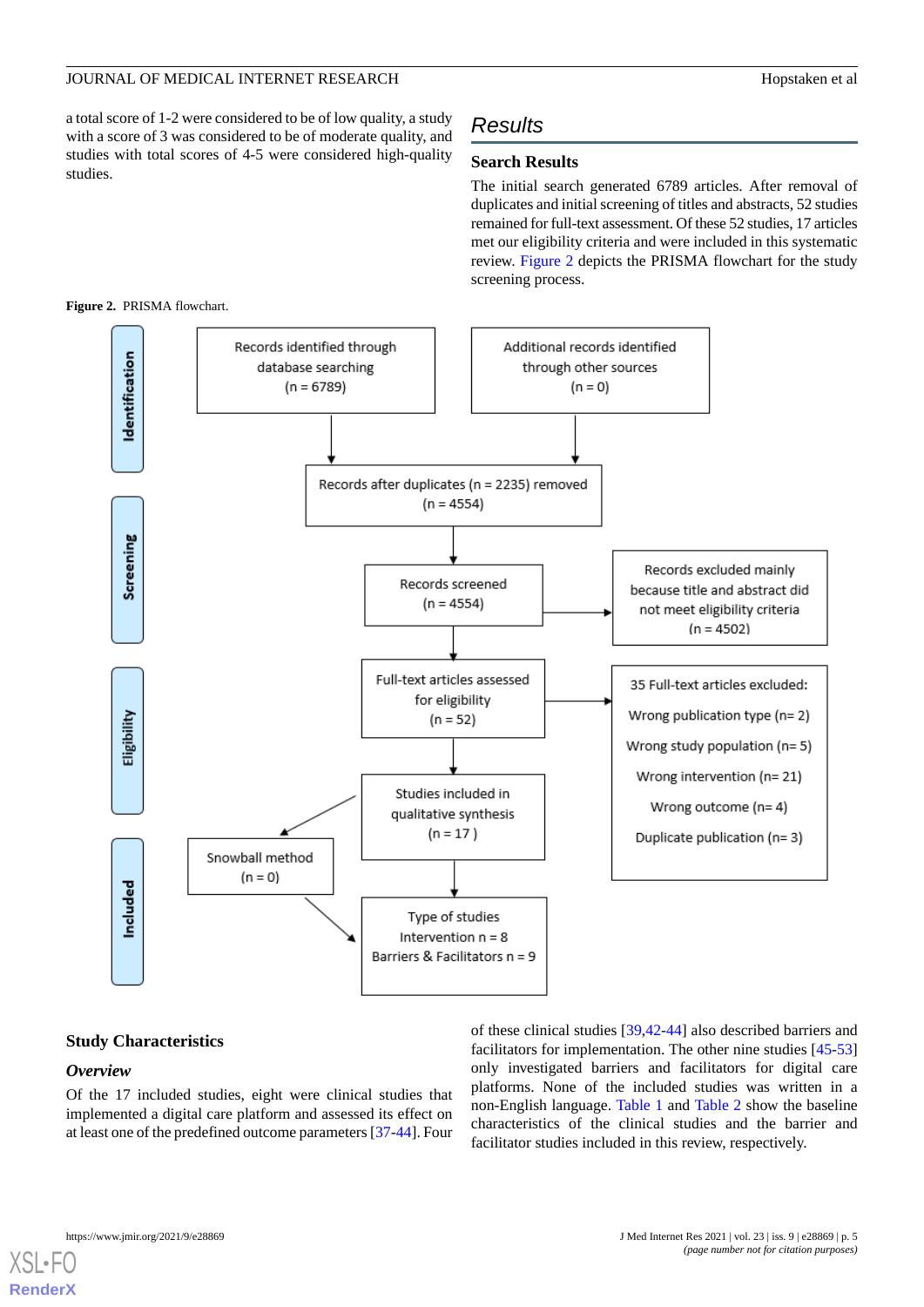a total score of 1-2 were considered to be of low quality, a study with a score of 3 was considered to be of moderate quality, and studies with total scores of 4-5 were considered high-quality studies.

# Results

## Search Results

The initial search generated 6789 articles. After removal of duplicates and initial screening of titles and abstracts, 52 studies remained for full-text assessment. Of these 52 studies, 17 articles met our eligibility criteria and were included in this systematic review. Figure 2 depicts the PRISMA flowchart for the study screening process.

**Figure 2.** PRISMA flowchart.

Identification

Records identified through database searching (n = 6789)

Additional records identified through other sources (n = 0)

Records after duplicates (n = 2235) removed (n = 4554)

Screening

Records screened (n = 4554)

Records excluded mainly because title and abstract did not meet eligibility criteria (n = 4502)

Eligibility

Full-text articles assessed for eligibility (n = 52)

35 Full-text articles excluded:
Wrong publication type (n= 2)
Wrong study population (n= 5)
Wrong intervention (n= 21)
Wrong outcome (n= 4)
Duplicate publication (n= 3)

Included

Studies included in qualitative synthesis (n = 17 )

Snowball method (n = 0)

Type of studies
Intervention n = 8
Barriers & Facilitators n = 9

## Study Characteristics

### *Overview*

Of the 17 included studies, eight were clinical studies that implemented a digital care platform and assessed its effect on at least one of the predefined outcome parameters [37-44]. Four of these clinical studies [39,42-44] also described barriers and facilitators for implementation. The other nine studies [45-53] only investigated barriers and facilitators for digital care platforms. None of the included studies was written in a non-English language. Table 1 and Table 2 show the baseline characteristics of the clinical studies and the barrier and facilitator studies included in this review, respectively.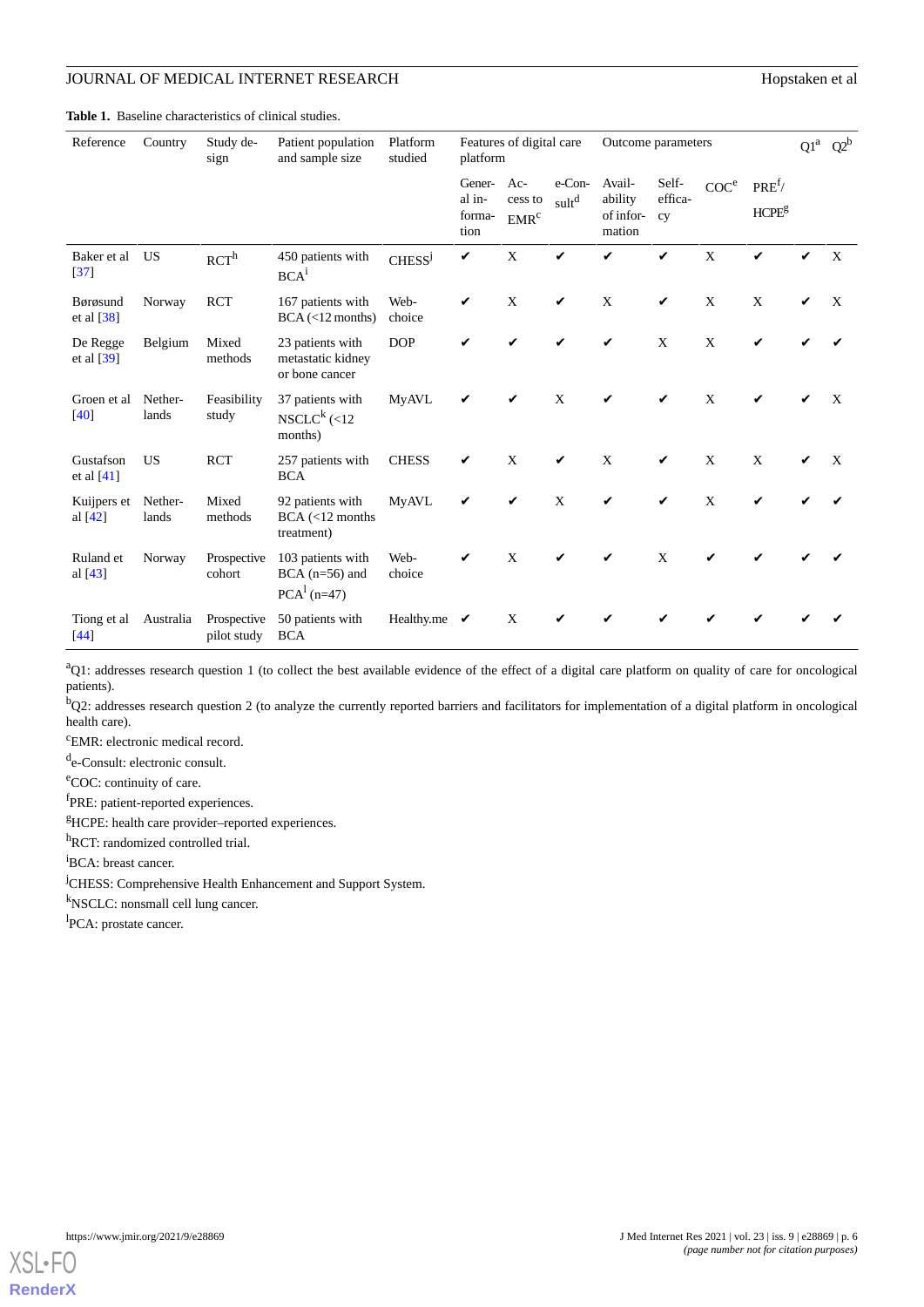**Table 1.** Baseline characteristics of clinical studies.

| Reference | Country | Study design | Patient population and sample size | Platform studied | Features of digital care platform | | | Outcome parameters | | | | Q1[a] | Q2[b] |
|---|---|---|---|---|---|---|---|---|---|---|---|---|---|
| | | | | | General information | Access to EMR[c] | e-Consult[d] | Availability of information | Self-efficacy | COC[e] | PRE[f]/HCPE[g] | | |
| Baker et al [37] | US | RCT[h] | 450 patients with BCA[i] | CHESS[j] | ✔ | X | ✔ | ✔ | ✔ | X | ✔ | ✔ | X |
| Børøsund et al [38] | Norway | RCT | 167 patients with BCA (<12 months) | Web-choice | ✔ | X | ✔ | X | ✔ | X | X | ✔ | X |
| De Regge et al [39] | Belgium | Mixed methods | 23 patients with metastatic kidney or bone cancer | DOP | ✔ | ✔ | ✔ | ✔ | X | X | ✔ | ✔ | ✔ |
| Groen et al [40] | Netherlands | Feasibility study | 37 patients with NSCLC[k] (<12 months) | MyAVL | ✔ | ✔ | X | ✔ | ✔ | X | ✔ | ✔ | X |
| Gustafson et al [41] | US | RCT | 257 patients with BCA | CHESS | ✔ | X | ✔ | X | ✔ | X | X | ✔ | X |
| Kuijpers et al [42] | Netherlands | Mixed methods | 92 patients with BCA (<12 months treatment) | MyAVL | ✔ | ✔ | X | ✔ | ✔ | X | ✔ | ✔ | ✔ |
| Ruland et al [43] | Norway | Prospective cohort | 103 patients with BCA (n=56) and PCA[l] (n=47) | Web-choice | ✔ | X | ✔ | ✔ | X | ✔ | ✔ | ✔ | ✔ |
| Tiong et al [44] | Australia | Prospective pilot study | 50 patients with BCA | Healthy.me | ✔ | X | ✔ | ✔ | ✔ | ✔ | ✔ | ✔ | ✔ |

[a]Q1: addresses research question 1 (to collect the best available evidence of the effect of a digital care platform on quality of care for oncological patients).

[b]Q2: addresses research question 2 (to analyze the currently reported barriers and facilitators for implementation of a digital platform in oncological health care).

[c]EMR: electronic medical record.

[d]e-Consult: electronic consult.

[e]COC: continuity of care.

[f]PRE: patient-reported experiences.

[g]HCPE: health care provider–reported experiences.

[h]RCT: randomized controlled trial.

[i]BCA: breast cancer.

[j]CHESS: Comprehensive Health Enhancement and Support System.

[k]NSCLC: nonsmall cell lung cancer.

[l]PCA: prostate cancer.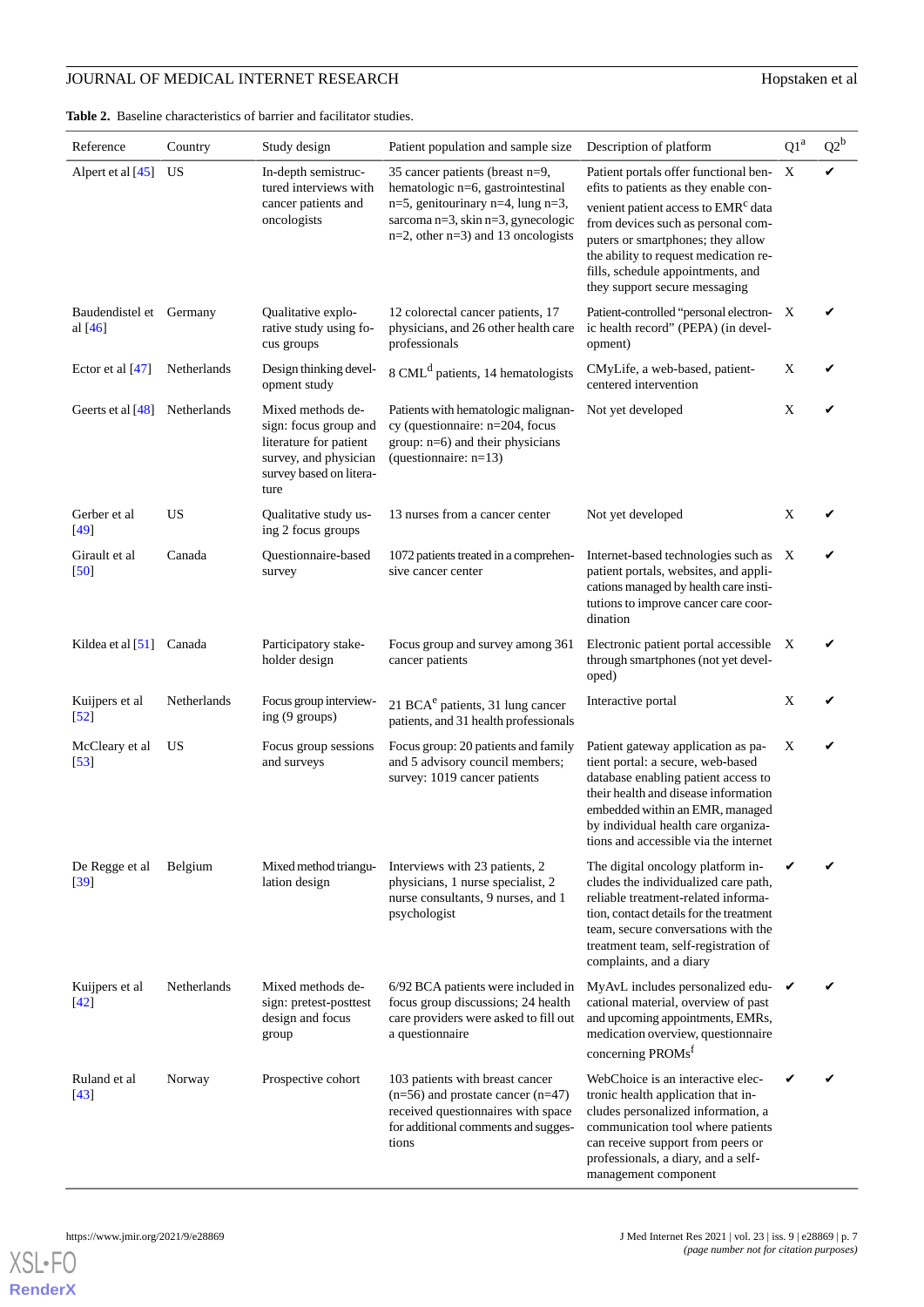**Table 2.** Baseline characteristics of barrier and facilitator studies.

| Reference | Country | Study design | Patient population and sample size | Description of platform | Q1[a] | Q2[b] |
|---|---|---|---|---|---|---|
| Alpert et al [45] | US | In-depth semistructured interviews with cancer patients and oncologists | 35 cancer patients (breast n=9, hematologic n=6, gastrointestinal n=5, genitourinary n=4, lung n=3, sarcoma n=3, skin n=3, gynecologic n=2, other n=3) and 13 oncologists | Patient portals offer functional benefits to patients as they enable convenient patient access to EMR[c] data from devices such as personal computers or smartphones; they allow the ability to request medication refills, schedule appointments, and they support secure messaging | X | ✔ |
| Baudendistel et al [46] | Germany | Qualitative explorative study using focus groups | 12 colorectal cancer patients, 17 physicians, and 26 other health care professionals | Patient-controlled "personal electronic health record" (PEPA) (in development) | X | ✔ |
| Ector et al [47] | Netherlands | Design thinking development study | 8 CML[d] patients, 14 hematologists | CMyLife, a web-based, patient-centered intervention | X | ✔ |
| Geerts et al [48] | Netherlands | Mixed methods design: focus group and literature for patient survey, and physician survey based on literature | Patients with hematologic malignancy (questionnaire: n=204, focus group: n=6) and their physicians (questionnaire: n=13) | Not yet developed | X | ✔ |
| Gerber et al [49] | US | Qualitative study using 2 focus groups | 13 nurses from a cancer center | Not yet developed | X | ✔ |
| Girault et al [50] | Canada | Questionnaire-based survey | 1072 patients treated in a comprehensive cancer center | Internet-based technologies such as patient portals, websites, and applications managed by health care institutions to improve cancer care coordination | X | ✔ |
| Kildea et al [51] | Canada | Participatory stakeholder design | Focus group and survey among 361 cancer patients | Electronic patient portal accessible through smartphones (not yet developed) | X | ✔ |
| Kuijpers et al [52] | Netherlands | Focus group interviewing (9 groups) | 21 BCA[e] patients, 31 lung cancer patients, and 31 health professionals | Interactive portal | X | ✔ |
| McCleary et al [53] | US | Focus group sessions and surveys | Focus group: 20 patients and family and 5 advisory council members; survey: 1019 cancer patients | Patient gateway application as patient portal: a secure, web-based database enabling patient access to their health and disease information embedded within an EMR, managed by individual health care organizations and accessible via the internet | X | ✔ |
| De Regge et al [39] | Belgium | Mixed method triangulation design | Interviews with 23 patients, 2 physicians, 1 nurse specialist, 2 nurse consultants, 9 nurses, and 1 psychologist | The digital oncology platform includes the individualized care path, reliable treatment-related information, contact details for the treatment team, secure conversations with the treatment team, self-registration of complaints, and a diary | ✔ | ✔ |
| Kuijpers et al [42] | Netherlands | Mixed methods design: pretest-posttest design and focus group | 6/92 BCA patients were included in focus group discussions; 24 health care providers were asked to fill out a questionnaire | MyAvL includes personalized educational material, overview of past and upcoming appointments, EMRs, medication overview, questionnaire concerning PROMs[f] | ✔ | ✔ |
| Ruland et al [43] | Norway | Prospective cohort | 103 patients with breast cancer (n=56) and prostate cancer (n=47) received questionnaires with space for additional comments and suggestions | WebChoice is an interactive electronic health application that includes personalized information, a communication tool where patients can receive support from peers or professionals, a diary, and a self-management component | ✔ | ✔ |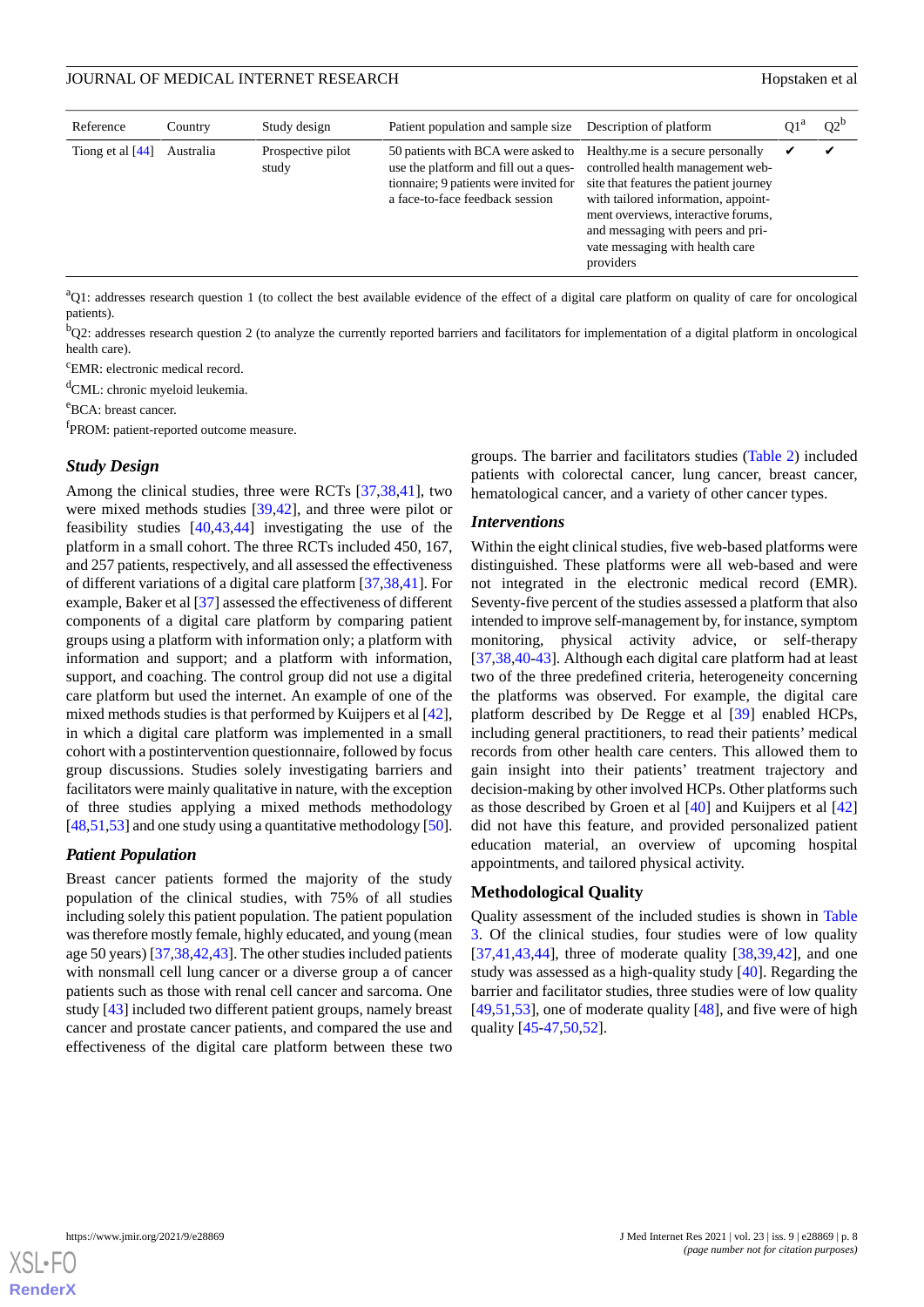| Reference | Country | Study design | Patient population and sample size | Description of platform | Q1[a] | Q2[b] |
|---|---|---|---|---|---|---|
| Tiong et al [44] | Australia | Prospective pilot study | 50 patients with BCA were asked to use the platform and fill out a questionnaire; 9 patients were invited for a face-to-face feedback session | Healthy.me is a secure personally controlled health management website that features the patient journey with tailored information, appointment overviews, interactive forums, and messaging with peers and private messaging with health care providers | ✔ | ✔ |

[a]Q1: addresses research question 1 (to collect the best available evidence of the effect of a digital care platform on quality of care for oncological patients).

[b]Q2: addresses research question 2 (to analyze the currently reported barriers and facilitators for implementation of a digital platform in oncological health care).

[c]EMR: electronic medical record.

[d]CML: chronic myeloid leukemia.

[e]BCA: breast cancer.

[f]PROM: patient-reported outcome measure.

### Study Design

Among the clinical studies, three were RCTs [37,38,41], two were mixed methods studies [39,42], and three were pilot or feasibility studies [40,43,44] investigating the use of the platform in a small cohort. The three RCTs included 450, 167, and 257 patients, respectively, and all assessed the effectiveness of different variations of a digital care platform [37,38,41]. For example, Baker et al [37] assessed the effectiveness of different components of a digital care platform by comparing patient groups using a platform with information only; a platform with information and support; and a platform with information, support, and coaching. The control group did not use a digital care platform but used the internet. An example of one of the mixed methods studies is that performed by Kuijpers et al [42], in which a digital care platform was implemented in a small cohort with a postintervention questionnaire, followed by focus group discussions. Studies solely investigating barriers and facilitators were mainly qualitative in nature, with the exception of three studies applying a mixed methods methodology [48,51,53] and one study using a quantitative methodology [50].

### Patient Population

Breast cancer patients formed the majority of the study population of the clinical studies, with 75% of all studies including solely this patient population. The patient population was therefore mostly female, highly educated, and young (mean age 50 years) [37,38,42,43]. The other studies included patients with nonsmall cell lung cancer or a diverse group a of cancer patients such as those with renal cell cancer and sarcoma. One study [43] included two different patient groups, namely breast cancer and prostate cancer patients, and compared the use and effectiveness of the digital care platform between these two groups. The barrier and facilitators studies (Table 2) included patients with colorectal cancer, lung cancer, breast cancer, hematological cancer, and a variety of other cancer types.

### Interventions

Within the eight clinical studies, five web-based platforms were distinguished. These platforms were all web-based and were not integrated in the electronic medical record (EMR). Seventy-five percent of the studies assessed a platform that also intended to improve self-management by, for instance, symptom monitoring, physical activity advice, or self-therapy [37,38,40-43]. Although each digital care platform had at least two of the three predefined criteria, heterogeneity concerning the platforms was observed. For example, the digital care platform described by De Regge et al [39] enabled HCPs, including general practitioners, to read their patients' medical records from other health care centers. This allowed them to gain insight into their patients' treatment trajectory and decision-making by other involved HCPs. Other platforms such as those described by Groen et al [40] and Kuijpers et al [42] did not have this feature, and provided personalized patient education material, an overview of upcoming hospital appointments, and tailored physical activity.

## Methodological Quality

Quality assessment of the included studies is shown in Table 3. Of the clinical studies, four studies were of low quality [37,41,43,44], three of moderate quality [38,39,42], and one study was assessed as a high-quality study [40]. Regarding the barrier and facilitator studies, three studies were of low quality [49,51,53], one of moderate quality [48], and five were of high quality [45-47,50,52].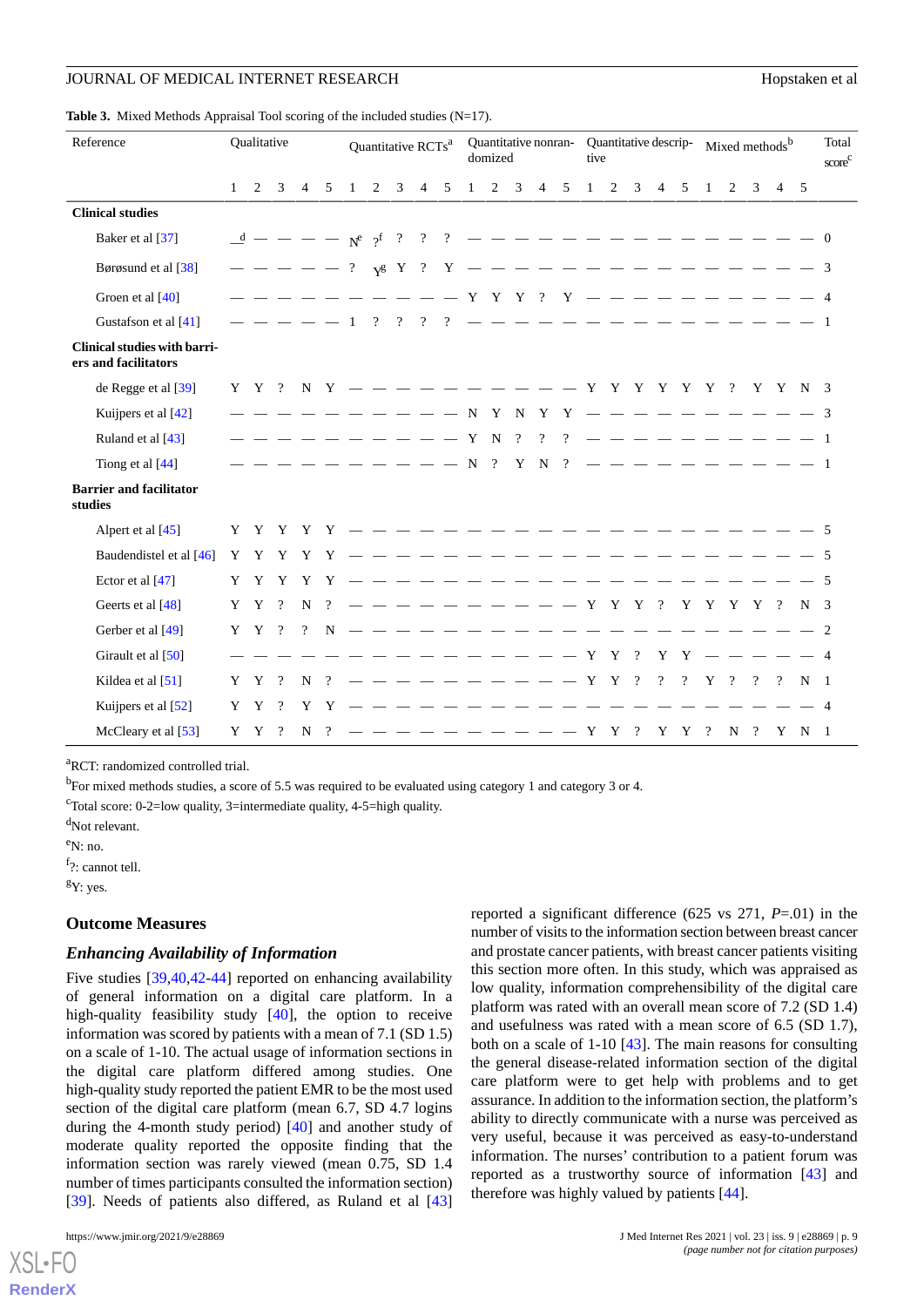**Table 3.** Mixed Methods Appraisal Tool scoring of the included studies (N=17).

| Reference | Qualitative | | | | | Quantitative RCTs[a] | | | | | Quantitative nonrandomized | | | | | Quantitative descriptive | | | | | Mixed methods[b] | | | | | Total score[c] |
|---|---|---|---|---|---|---|---|---|---|---|---|---|---|---|---|---|---|---|---|---|---|---|---|---|---|---|
| | 1 | 2 | 3 | 4 | 5 | 1 | 2 | 3 | 4 | 5 | 1 | 2 | 3 | 4 | 5 | 1 | 2 | 3 | 4 | 5 | 1 | 2 | 3 | 4 | 5 | |
| **Clinical studies** | | | | | | | | | | | | | | | | | | | | | | | | | | |
| Baker et al [37] | —[d] | — | — | — | — | N[e] | ?[f] | ? | ? | ? | — | — | — | — | — | — | — | — | — | — | — | — | — | — | — | 0 |
| Børøsund et al [38] | — | — | — | — | — | ? | Y[g] | Y | ? | Y | — | — | — | — | — | — | — | — | — | — | — | — | — | — | — | 3 |
| Groen et al [40] | — | — | — | — | — | — | — | — | — | — | Y | Y | Y | ? | Y | — | — | — | — | — | — | — | — | — | — | 4 |
| Gustafson et al [41] | — | — | — | — | — | 1 | ? | ? | ? | ? | — | — | — | — | — | — | — | — | — | — | — | — | — | — | — | 1 |
| **Clinical studies with barriers and facilitators** | | | | | | | | | | | | | | | | | | | | | | | | | | |
| de Regge et al [39] | Y | Y | ? | N | Y | — | — | — | — | — | — | — | — | — | — | Y | Y | Y | Y | Y | Y | ? | Y | Y | N | 3 |
| Kuijpers et al [42] | — | — | — | — | — | — | — | — | — | — | N | Y | N | Y | Y | — | — | — | — | — | — | — | — | — | — | 3 |
| Ruland et al [43] | — | — | — | — | — | — | — | — | — | — | Y | N | ? | ? | ? | — | — | — | — | — | — | — | — | — | — | 1 |
| Tiong et al [44] | — | — | — | — | — | — | — | — | — | — | N | ? | Y | N | ? | — | — | — | — | — | — | — | — | — | — | 1 |
| **Barrier and facilitator studies** | | | | | | | | | | | | | | | | | | | | | | | | | | |
| Alpert et al [45] | Y | Y | Y | Y | Y | — | — | — | — | — | — | — | — | — | — | — | — | — | — | — | — | — | — | — | — | 5 |
| Baudendistel et al [46] | Y | Y | Y | Y | Y | — | — | — | — | — | — | — | — | — | — | — | — | — | — | — | — | — | — | — | — | 5 |
| Ector et al [47] | Y | Y | Y | Y | Y | — | — | — | — | — | — | — | — | — | — | — | — | — | — | — | — | — | — | — | — | 5 |
| Geerts et al [48] | Y | Y | ? | N | ? | — | — | — | — | — | — | — | — | — | — | Y | Y | Y | ? | Y | Y | Y | Y | ? | N | 3 |
| Gerber et al [49] | Y | Y | ? | ? | N | — | — | — | — | — | — | — | — | — | — | — | — | — | — | — | — | — | — | — | — | 2 |
| Girault et al [50] | — | — | — | — | — | — | — | — | — | — | — | — | — | — | — | Y | Y | ? | Y | Y | — | — | — | — | — | 4 |
| Kildea et al [51] | Y | Y | ? | N | ? | — | — | — | — | — | — | — | — | — | — | Y | Y | ? | ? | ? | Y | ? | ? | ? | N | 1 |
| Kuijpers et al [52] | Y | Y | ? | Y | Y | — | — | — | — | — | — | — | — | — | — | — | — | — | — | — | — | — | — | — | — | 4 |
| McCleary et al [53] | Y | Y | ? | N | ? | — | — | — | — | — | — | — | — | — | — | Y | Y | ? | Y | Y | ? | N | ? | Y | N | 1 |

[a]RCT: randomized controlled trial.

[b]For mixed methods studies, a score of 5.5 was required to be evaluated using category 1 and category 3 or 4.

[c]Total score: 0-2=low quality, 3=intermediate quality, 4-5=high quality.

[d]Not relevant.

[e]N: no.

[f]?: cannot tell.

[g]Y: yes.

## Outcome Measures

### *Enhancing Availability of Information*

Five studies [39,40,42-44] reported on enhancing availability of general information on a digital care platform. In a high-quality feasibility study [40], the option to receive information was scored by patients with a mean of 7.1 (SD 1.5) on a scale of 1-10. The actual usage of information sections in the digital care platform differed among studies. One high-quality study reported the patient EMR to be the most used section of the digital care platform (mean 6.7, SD 4.7 logins during the 4-month study period) [40] and another study of moderate quality reported the opposite finding that the information section was rarely viewed (mean 0.75, SD 1.4 number of times participants consulted the information section) [39]. Needs of patients also differed, as Ruland et al [43] reported a significant difference (625 vs 271, *P*=.01) in the number of visits to the information section between breast cancer and prostate cancer patients, with breast cancer patients visiting this section more often. In this study, which was appraised as low quality, information comprehensibility of the digital care platform was rated with an overall mean score of 7.2 (SD 1.4) and usefulness was rated with a mean score of 6.5 (SD 1.7), both on a scale of 1-10 [43]. The main reasons for consulting the general disease-related information section of the digital care platform were to get help with problems and to get assurance. In addition to the information section, the platform's ability to directly communicate with a nurse was perceived as very useful, because it was perceived as easy-to-understand information. The nurses' contribution to a patient forum was reported as a trustworthy source of information [43] and therefore was highly valued by patients [44].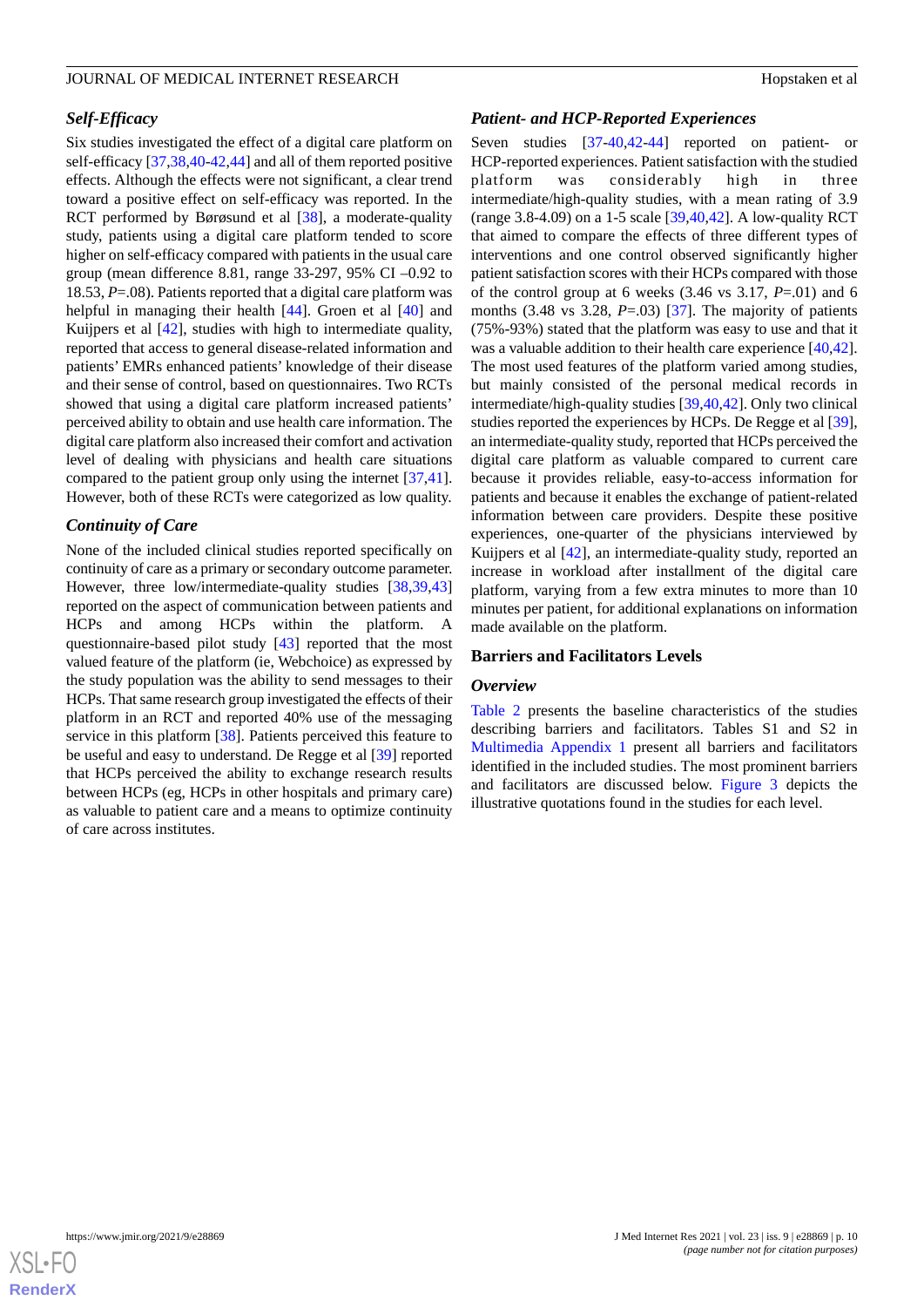### *Self-Efficacy*

Six studies investigated the effect of a digital care platform on self-efficacy [37,38,40-42,44] and all of them reported positive effects. Although the effects were not significant, a clear trend toward a positive effect on self-efficacy was reported. In the RCT performed by Børøsund et al [38], a moderate-quality study, patients using a digital care platform tended to score higher on self-efficacy compared with patients in the usual care group (mean difference 8.81, range 33-297, 95% CI –0.92 to 18.53, *P*=.08). Patients reported that a digital care platform was helpful in managing their health [44]. Groen et al [40] and Kuijpers et al [42], studies with high to intermediate quality, reported that access to general disease-related information and patients' EMRs enhanced patients' knowledge of their disease and their sense of control, based on questionnaires. Two RCTs showed that using a digital care platform increased patients' perceived ability to obtain and use health care information. The digital care platform also increased their comfort and activation level of dealing with physicians and health care situations compared to the patient group only using the internet [37,41]. However, both of these RCTs were categorized as low quality.

### *Continuity of Care*

None of the included clinical studies reported specifically on continuity of care as a primary or secondary outcome parameter. However, three low/intermediate-quality studies [38,39,43] reported on the aspect of communication between patients and HCPs and among HCPs within the platform. A questionnaire-based pilot study [43] reported that the most valued feature of the platform (ie, Webchoice) as expressed by the study population was the ability to send messages to their HCPs. That same research group investigated the effects of their platform in an RCT and reported 40% use of the messaging service in this platform [38]. Patients perceived this feature to be useful and easy to understand. De Regge et al [39] reported that HCPs perceived the ability to exchange research results between HCPs (eg, HCPs in other hospitals and primary care) as valuable to patient care and a means to optimize continuity of care across institutes.

### *Patient- and HCP-Reported Experiences*

Seven studies [37-40,42-44] reported on patient- or HCP-reported experiences. Patient satisfaction with the studied platform was considerably high in three intermediate/high-quality studies, with a mean rating of 3.9 (range 3.8-4.09) on a 1-5 scale [39,40,42]. A low-quality RCT that aimed to compare the effects of three different types of interventions and one control observed significantly higher patient satisfaction scores with their HCPs compared with those of the control group at 6 weeks (3.46 vs 3.17, *P*=.01) and 6 months (3.48 vs 3.28, *P*=.03) [37]. The majority of patients (75%-93%) stated that the platform was easy to use and that it was a valuable addition to their health care experience [40,42]. The most used features of the platform varied among studies, but mainly consisted of the personal medical records in intermediate/high-quality studies [39,40,42]. Only two clinical studies reported the experiences by HCPs. De Regge et al [39], an intermediate-quality study, reported that HCPs perceived the digital care platform as valuable compared to current care because it provides reliable, easy-to-access information for patients and because it enables the exchange of patient-related information between care providers. Despite these positive experiences, one-quarter of the physicians interviewed by Kuijpers et al [42], an intermediate-quality study, reported an increase in workload after installment of the digital care platform, varying from a few extra minutes to more than 10 minutes per patient, for additional explanations on information made available on the platform.

## Barriers and Facilitators Levels

### *Overview*

Table 2 presents the baseline characteristics of the studies describing barriers and facilitators. Tables S1 and S2 in Multimedia Appendix 1 present all barriers and facilitators identified in the included studies. The most prominent barriers and facilitators are discussed below. Figure 3 depicts the illustrative quotations found in the studies for each level.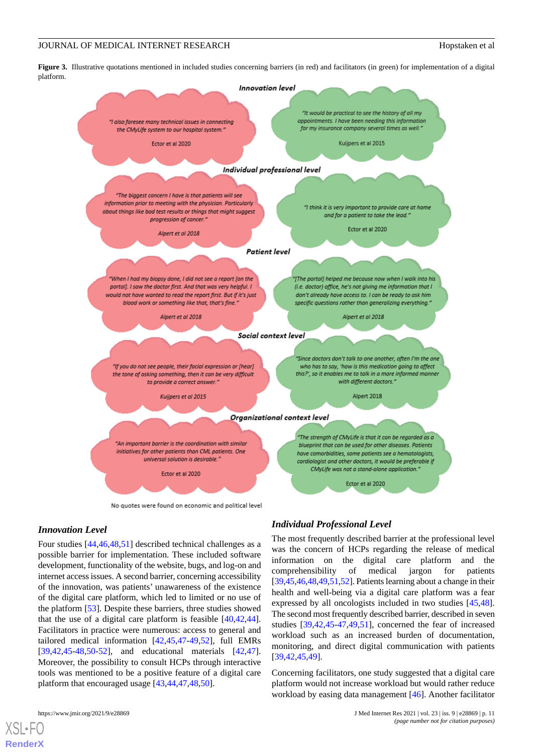**Figure 3.** Illustrative quotations mentioned in included studies concerning barriers (in red) and facilitators (in green) for implementation of a digital platform.

*Innovation level*

"I also foresee many technical issues in connecting the CMyLife system to our hospital system."

Ector et al 2020

"It would be practical to see the history of all my appointments. I have been needing this information for my insurance company several times as well."

Kuijpers et al 2015

*Individual professional level*

"The biggest concern I have is that patients will see information prior to meeting with the physician. Particularly about things like bad test results or things that might suggest progression of cancer."

Alpert et al 2018

"I think it is very important to provide care at home and for a patient to take the lead."

Ector et al 2020

*Patient level*

"When I had my biopsy done, I did not see a report [on the portal]. I saw the doctor first. And that was very helpful. I would not have wanted to read the report first. But if it's just blood work or something like that, that's fine."

Alpert et al 2018

"[The portal] helped me because now when I walk into his (i.e. doctor) office, he's not giving me information that I don't already have access to. I can be ready to ask him specific questions rather than generalizing everything."

Alpert et al 2018

*Social context level*

"If you do not see people, their facial expression or [hear] the tone of asking something, then it can be very difficult to provide a correct answer."

Kuijpers et al 2015

"Since doctors don't talk to one another, often I'm the one who has to say, 'how is this medication going to affect this?', so it enables me to talk in a more informed manner with different doctors."

Alpert 2018

*Organizational context level*

"An important barrier is the coordination with similar initiatives for other patients than CML patients. One universal solution is desirable."

Ector et al 2020

"The strength of CMyLife is that it can be regarded as a blueprint that can be used for other diseases. Patients have comorbidities, some patients see a hematologists, cardiologist and other doctors, it would be preferable if CMyLife was not a stand-alone application."

Ector et al 2020

No quotes were found on economic and political level

### *Innovation Level*

Four studies [44,46,48,51] described technical challenges as a possible barrier for implementation. These included software development, functionality of the website, bugs, and log-on and internet access issues. A second barrier, concerning accessibility of the innovation, was patients' unawareness of the existence of the digital care platform, which led to limited or no use of the platform [53]. Despite these barriers, three studies showed that the use of a digital care platform is feasible [40,42,44]. Facilitators in practice were numerous: access to general and tailored medical information [42,45,47-49,52], full EMRs [39,42,45-48,50-52], and educational materials [42,47]. Moreover, the possibility to consult HCPs through interactive tools was mentioned to be a positive feature of a digital care platform that encouraged usage [43,44,47,48,50].

### *Individual Professional Level*

The most frequently described barrier at the professional level was the concern of HCPs regarding the release of medical information on the digital care platform and the comprehensibility of medical jargon for patients [39,45,46,48,49,51,52]. Patients learning about a change in their health and well-being via a digital care platform was a fear expressed by all oncologists included in two studies [45,48]. The second most frequently described barrier, described in seven studies [39,42,45-47,49,51], concerned the fear of increased workload such as an increased burden of documentation, monitoring, and direct digital communication with patients [39,42,45,49].

Concerning facilitators, one study suggested that a digital care platform would not increase workload but would rather reduce workload by easing data management [46]. Another facilitator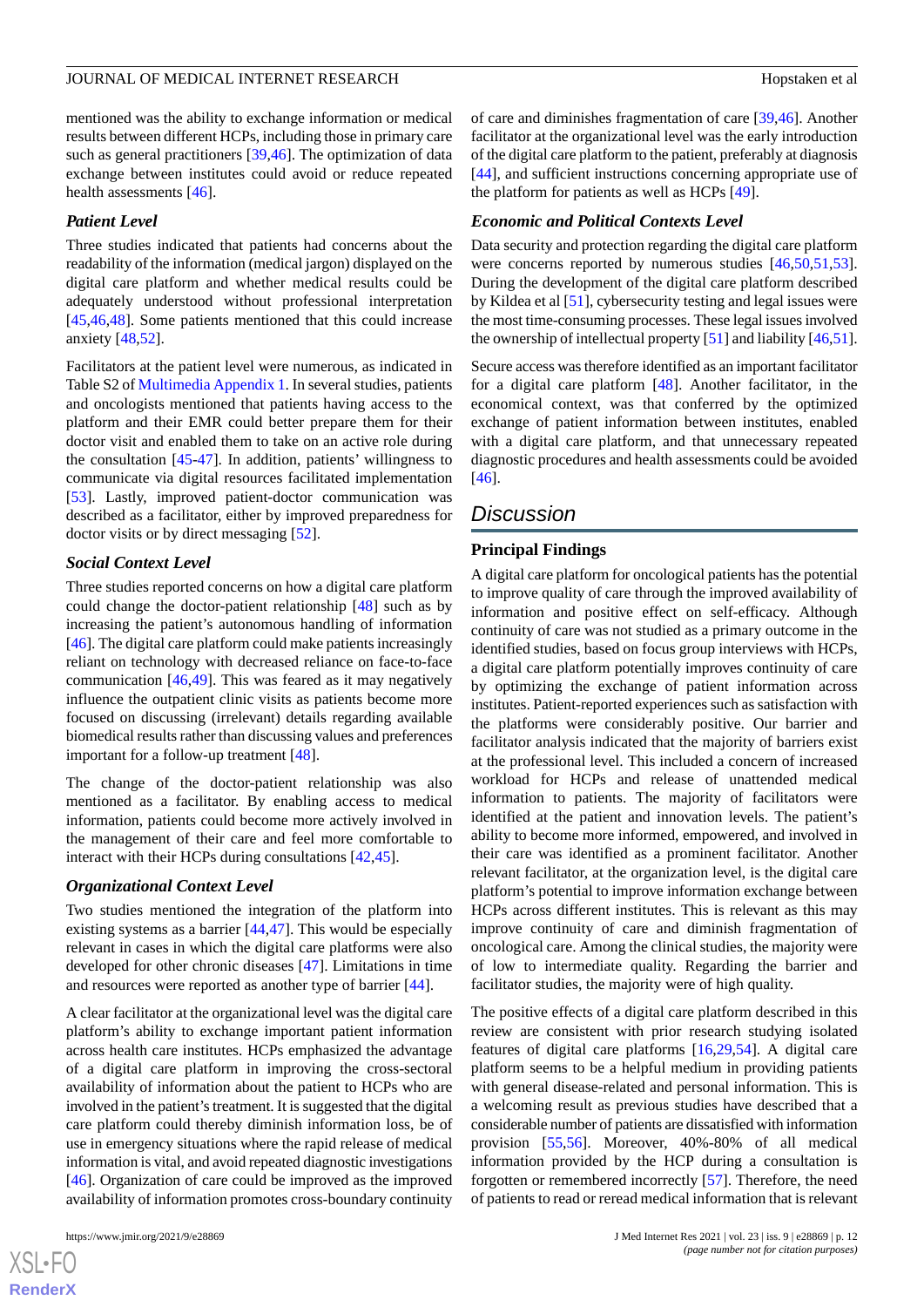mentioned was the ability to exchange information or medical results between different HCPs, including those in primary care such as general practitioners [39,46]. The optimization of data exchange between institutes could avoid or reduce repeated health assessments [46].

### *Patient Level*

Three studies indicated that patients had concerns about the readability of the information (medical jargon) displayed on the digital care platform and whether medical results could be adequately understood without professional interpretation [45,46,48]. Some patients mentioned that this could increase anxiety [48,52].

Facilitators at the patient level were numerous, as indicated in Table S2 of Multimedia Appendix 1. In several studies, patients and oncologists mentioned that patients having access to the platform and their EMR could better prepare them for their doctor visit and enabled them to take on an active role during the consultation [45-47]. In addition, patients' willingness to communicate via digital resources facilitated implementation [53]. Lastly, improved patient-doctor communication was described as a facilitator, either by improved preparedness for doctor visits or by direct messaging [52].

### *Social Context Level*

Three studies reported concerns on how a digital care platform could change the doctor-patient relationship [48] such as by increasing the patient's autonomous handling of information [46]. The digital care platform could make patients increasingly reliant on technology with decreased reliance on face-to-face communication [46,49]. This was feared as it may negatively influence the outpatient clinic visits as patients become more focused on discussing (irrelevant) details regarding available biomedical results rather than discussing values and preferences important for a follow-up treatment [48].

The change of the doctor-patient relationship was also mentioned as a facilitator. By enabling access to medical information, patients could become more actively involved in the management of their care and feel more comfortable to interact with their HCPs during consultations [42,45].

### *Organizational Context Level*

Two studies mentioned the integration of the platform into existing systems as a barrier [44,47]. This would be especially relevant in cases in which the digital care platforms were also developed for other chronic diseases [47]. Limitations in time and resources were reported as another type of barrier [44].

A clear facilitator at the organizational level was the digital care platform's ability to exchange important patient information across health care institutes. HCPs emphasized the advantage of a digital care platform in improving the cross-sectoral availability of information about the patient to HCPs who are involved in the patient's treatment. It is suggested that the digital care platform could thereby diminish information loss, be of use in emergency situations where the rapid release of medical information is vital, and avoid repeated diagnostic investigations [46]. Organization of care could be improved as the improved availability of information promotes cross-boundary continuity of care and diminishes fragmentation of care [39,46]. Another facilitator at the organizational level was the early introduction of the digital care platform to the patient, preferably at diagnosis [44], and sufficient instructions concerning appropriate use of the platform for patients as well as HCPs [49].

### *Economic and Political Contexts Level*

Data security and protection regarding the digital care platform were concerns reported by numerous studies [46,50,51,53]. During the development of the digital care platform described by Kildea et al [51], cybersecurity testing and legal issues were the most time-consuming processes. These legal issues involved the ownership of intellectual property [51] and liability [46,51].

Secure access was therefore identified as an important facilitator for a digital care platform [48]. Another facilitator, in the economical context, was that conferred by the optimized exchange of patient information between institutes, enabled with a digital care platform, and that unnecessary repeated diagnostic procedures and health assessments could be avoided [46].

## Discussion

### Principal Findings

A digital care platform for oncological patients has the potential to improve quality of care through the improved availability of information and positive effect on self-efficacy. Although continuity of care was not studied as a primary outcome in the identified studies, based on focus group interviews with HCPs, a digital care platform potentially improves continuity of care by optimizing the exchange of patient information across institutes. Patient-reported experiences such as satisfaction with the platforms were considerably positive. Our barrier and facilitator analysis indicated that the majority of barriers exist at the professional level. This included a concern of increased workload for HCPs and release of unattended medical information to patients. The majority of facilitators were identified at the patient and innovation levels. The patient's ability to become more informed, empowered, and involved in their care was identified as a prominent facilitator. Another relevant facilitator, at the organization level, is the digital care platform's potential to improve information exchange between HCPs across different institutes. This is relevant as this may improve continuity of care and diminish fragmentation of oncological care. Among the clinical studies, the majority were of low to intermediate quality. Regarding the barrier and facilitator studies, the majority were of high quality.

The positive effects of a digital care platform described in this review are consistent with prior research studying isolated features of digital care platforms [16,29,54]. A digital care platform seems to be a helpful medium in providing patients with general disease-related and personal information. This is a welcoming result as previous studies have described that a considerable number of patients are dissatisfied with information provision [55,56]. Moreover, 40%-80% of all medical information provided by the HCP during a consultation is forgotten or remembered incorrectly [57]. Therefore, the need of patients to read or reread medical information that is relevant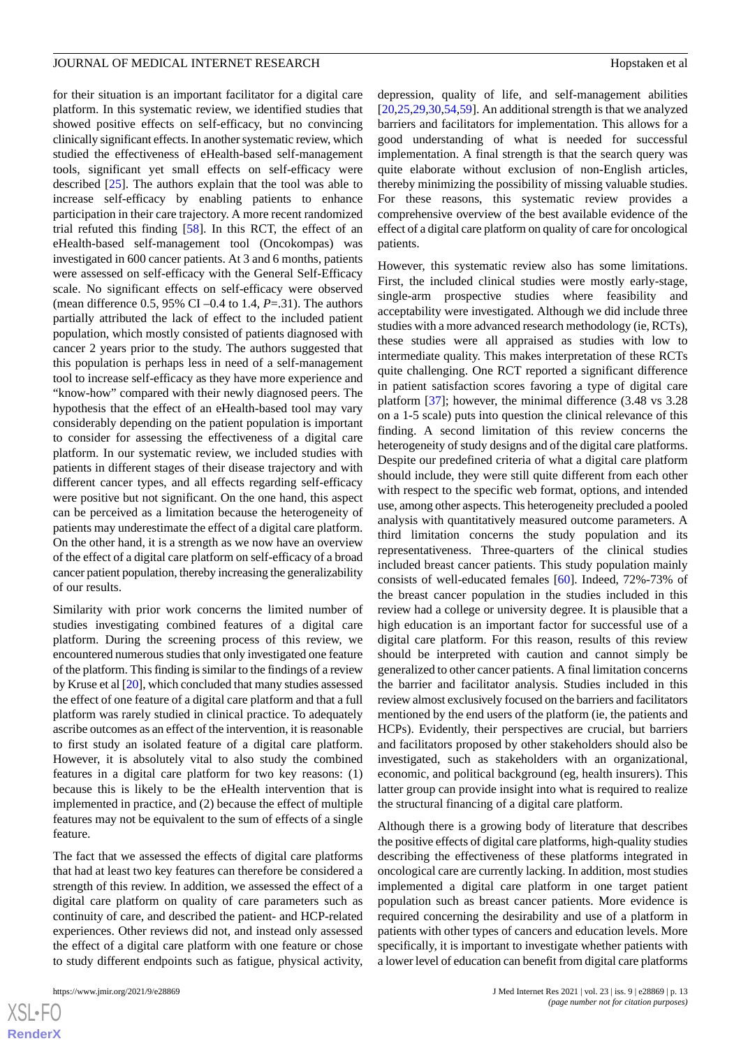for their situation is an important facilitator for a digital care platform. In this systematic review, we identified studies that showed positive effects on self-efficacy, but no convincing clinically significant effects. In another systematic review, which studied the effectiveness of eHealth-based self-management tools, significant yet small effects on self-efficacy were described [25]. The authors explain that the tool was able to increase self-efficacy by enabling patients to enhance participation in their care trajectory. A more recent randomized trial refuted this finding [58]. In this RCT, the effect of an eHealth-based self-management tool (Oncokompas) was investigated in 600 cancer patients. At 3 and 6 months, patients were assessed on self-efficacy with the General Self-Efficacy scale. No significant effects on self-efficacy were observed (mean difference 0.5, 95% CI –0.4 to 1.4, *P*=.31). The authors partially attributed the lack of effect to the included patient population, which mostly consisted of patients diagnosed with cancer 2 years prior to the study. The authors suggested that this population is perhaps less in need of a self-management tool to increase self-efficacy as they have more experience and "know-how" compared with their newly diagnosed peers. The hypothesis that the effect of an eHealth-based tool may vary considerably depending on the patient population is important to consider for assessing the effectiveness of a digital care platform. In our systematic review, we included studies with patients in different stages of their disease trajectory and with different cancer types, and all effects regarding self-efficacy were positive but not significant. On the one hand, this aspect can be perceived as a limitation because the heterogeneity of patients may underestimate the effect of a digital care platform. On the other hand, it is a strength as we now have an overview of the effect of a digital care platform on self-efficacy of a broad cancer patient population, thereby increasing the generalizability of our results.

Similarity with prior work concerns the limited number of studies investigating combined features of a digital care platform. During the screening process of this review, we encountered numerous studies that only investigated one feature of the platform. This finding is similar to the findings of a review by Kruse et al [20], which concluded that many studies assessed the effect of one feature of a digital care platform and that a full platform was rarely studied in clinical practice. To adequately ascribe outcomes as an effect of the intervention, it is reasonable to first study an isolated feature of a digital care platform. However, it is absolutely vital to also study the combined features in a digital care platform for two key reasons: (1) because this is likely to be the eHealth intervention that is implemented in practice, and (2) because the effect of multiple features may not be equivalent to the sum of effects of a single feature.

The fact that we assessed the effects of digital care platforms that had at least two key features can therefore be considered a strength of this review. In addition, we assessed the effect of a digital care platform on quality of care parameters such as continuity of care, and described the patient- and HCP-related experiences. Other reviews did not, and instead only assessed the effect of a digital care platform with one feature or chose to study different endpoints such as fatigue, physical activity, depression, quality of life, and self-management abilities [20,25,29,30,54,59]. An additional strength is that we analyzed barriers and facilitators for implementation. This allows for a good understanding of what is needed for successful implementation. A final strength is that the search query was quite elaborate without exclusion of non-English articles, thereby minimizing the possibility of missing valuable studies. For these reasons, this systematic review provides a comprehensive overview of the best available evidence of the effect of a digital care platform on quality of care for oncological patients.

However, this systematic review also has some limitations. First, the included clinical studies were mostly early-stage, single-arm prospective studies where feasibility and acceptability were investigated. Although we did include three studies with a more advanced research methodology (ie, RCTs), these studies were all appraised as studies with low to intermediate quality. This makes interpretation of these RCTs quite challenging. One RCT reported a significant difference in patient satisfaction scores favoring a type of digital care platform [37]; however, the minimal difference (3.48 vs 3.28 on a 1-5 scale) puts into question the clinical relevance of this finding. A second limitation of this review concerns the heterogeneity of study designs and of the digital care platforms. Despite our predefined criteria of what a digital care platform should include, they were still quite different from each other with respect to the specific web format, options, and intended use, among other aspects. This heterogeneity precluded a pooled analysis with quantitatively measured outcome parameters. A third limitation concerns the study population and its representativeness. Three-quarters of the clinical studies included breast cancer patients. This study population mainly consists of well-educated females [60]. Indeed, 72%-73% of the breast cancer population in the studies included in this review had a college or university degree. It is plausible that a high education is an important factor for successful use of a digital care platform. For this reason, results of this review should be interpreted with caution and cannot simply be generalized to other cancer patients. A final limitation concerns the barrier and facilitator analysis. Studies included in this review almost exclusively focused on the barriers and facilitators mentioned by the end users of the platform (ie, the patients and HCPs). Evidently, their perspectives are crucial, but barriers and facilitators proposed by other stakeholders should also be investigated, such as stakeholders with an organizational, economic, and political background (eg, health insurers). This latter group can provide insight into what is required to realize the structural financing of a digital care platform.

Although there is a growing body of literature that describes the positive effects of digital care platforms, high-quality studies describing the effectiveness of these platforms integrated in oncological care are currently lacking. In addition, most studies implemented a digital care platform in one target patient population such as breast cancer patients. More evidence is required concerning the desirability and use of a platform in patients with other types of cancers and education levels. More specifically, it is important to investigate whether patients with a lower level of education can benefit from digital care platforms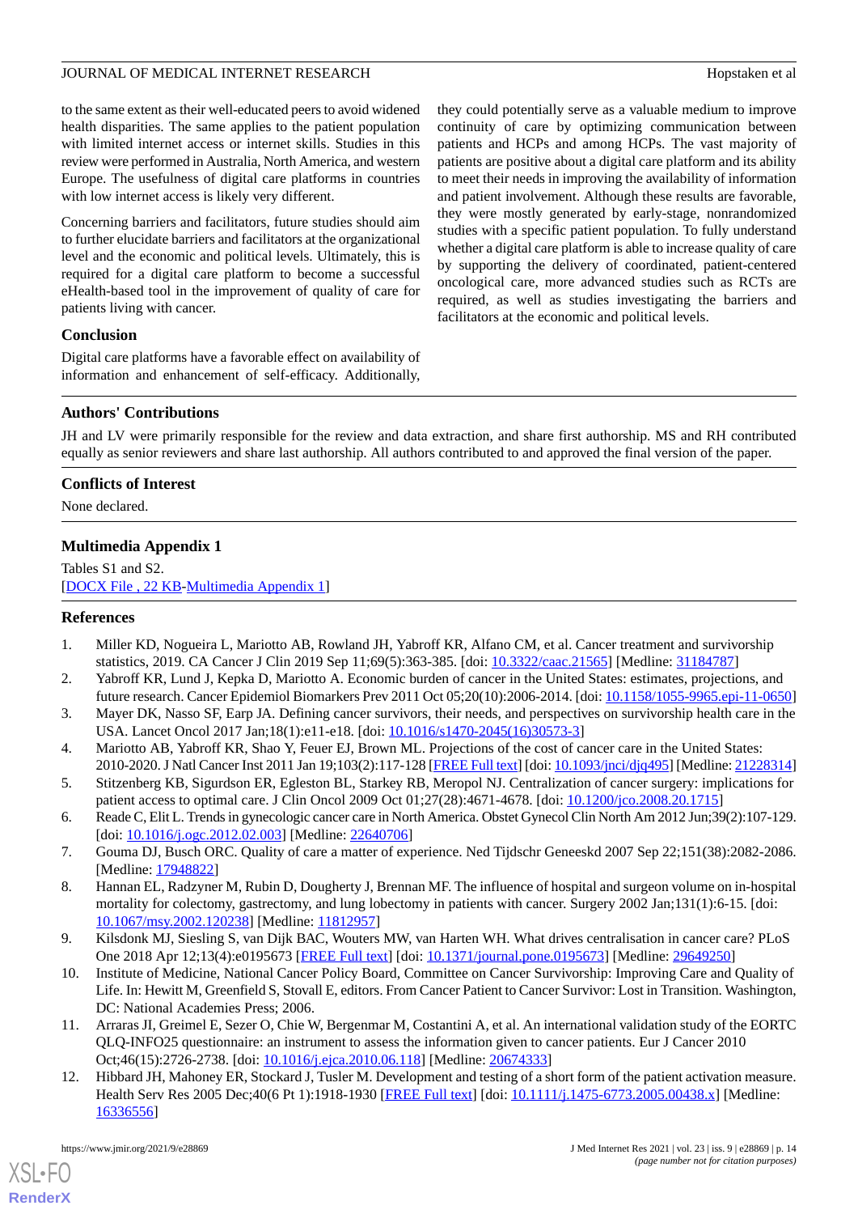to the same extent as their well-educated peers to avoid widened health disparities. The same applies to the patient population with limited internet access or internet skills. Studies in this review were performed in Australia, North America, and western Europe. The usefulness of digital care platforms in countries with low internet access is likely very different.

Concerning barriers and facilitators, future studies should aim to further elucidate barriers and facilitators at the organizational level and the economic and political levels. Ultimately, this is required for a digital care platform to become a successful eHealth-based tool in the improvement of quality of care for patients living with cancer.

### Conclusion

Digital care platforms have a favorable effect on availability of information and enhancement of self-efficacy. Additionally, they could potentially serve as a valuable medium to improve continuity of care by optimizing communication between patients and HCPs and among HCPs. The vast majority of patients are positive about a digital care platform and its ability to meet their needs in improving the availability of information and patient involvement. Although these results are favorable, they were mostly generated by early-stage, nonrandomized studies with a specific patient population. To fully understand whether a digital care platform is able to increase quality of care by supporting the delivery of coordinated, patient-centered oncological care, more advanced studies such as RCTs are required, as well as studies investigating the barriers and facilitators at the economic and political levels.

## Authors' Contributions

JH and LV were primarily responsible for the review and data extraction, and share first authorship. MS and RH contributed equally as senior reviewers and share last authorship. All authors contributed to and approved the final version of the paper.

## Conflicts of Interest

None declared.

## Multimedia Appendix 1

Tables S1 and S2.
[DOCX File , 22 KB-Multimedia Appendix 1]

## References

1. Miller KD, Nogueira L, Mariotto AB, Rowland JH, Yabroff KR, Alfano CM, et al. Cancer treatment and survivorship statistics, 2019. CA Cancer J Clin 2019 Sep 11;69(5):363-385. [doi: 10.3322/caac.21565] [Medline: 31184787]
2. Yabroff KR, Lund J, Kepka D, Mariotto A. Economic burden of cancer in the United States: estimates, projections, and future research. Cancer Epidemiol Biomarkers Prev 2011 Oct 05;20(10):2006-2014. [doi: 10.1158/1055-9965.epi-11-0650]
3. Mayer DK, Nasso SF, Earp JA. Defining cancer survivors, their needs, and perspectives on survivorship health care in the USA. Lancet Oncol 2017 Jan;18(1):e11-e18. [doi: 10.1016/s1470-2045(16)30573-3]
4. Mariotto AB, Yabroff KR, Shao Y, Feuer EJ, Brown ML. Projections of the cost of cancer care in the United States: 2010-2020. J Natl Cancer Inst 2011 Jan 19;103(2):117-128 [FREE Full text] [doi: 10.1093/jnci/djq495] [Medline: 21228314]
5. Stitzenberg KB, Sigurdson ER, Egleston BL, Starkey RB, Meropol NJ. Centralization of cancer surgery: implications for patient access to optimal care. J Clin Oncol 2009 Oct 01;27(28):4671-4678. [doi: 10.1200/jco.2008.20.1715]
6. Reade C, Elit L. Trends in gynecologic cancer care in North America. Obstet Gynecol Clin North Am 2012 Jun;39(2):107-129. [doi: 10.1016/j.ogc.2012.02.003] [Medline: 22640706]
7. Gouma DJ, Busch ORC. Quality of care a matter of experience. Ned Tijdschr Geneeskd 2007 Sep 22;151(38):2082-2086. [Medline: 17948822]
8. Hannan EL, Radzyner M, Rubin D, Dougherty J, Brennan MF. The influence of hospital and surgeon volume on in-hospital mortality for colectomy, gastrectomy, and lung lobectomy in patients with cancer. Surgery 2002 Jan;131(1):6-15. [doi: 10.1067/msy.2002.120238] [Medline: 11812957]
9. Kilsdonk MJ, Siesling S, van Dijk BAC, Wouters MW, van Harten WH. What drives centralisation in cancer care? PLoS One 2018 Apr 12;13(4):e0195673 [FREE Full text] [doi: 10.1371/journal.pone.0195673] [Medline: 29649250]
10. Institute of Medicine, National Cancer Policy Board, Committee on Cancer Survivorship: Improving Care and Quality of Life. In: Hewitt M, Greenfield S, Stovall E, editors. From Cancer Patient to Cancer Survivor: Lost in Transition. Washington, DC: National Academies Press; 2006.
11. Arraras JI, Greimel E, Sezer O, Chie W, Bergenmar M, Costantini A, et al. An international validation study of the EORTC QLQ-INFO25 questionnaire: an instrument to assess the information given to cancer patients. Eur J Cancer 2010 Oct;46(15):2726-2738. [doi: 10.1016/j.ejca.2010.06.118] [Medline: 20674333]
12. Hibbard JH, Mahoney ER, Stockard J, Tusler M. Development and testing of a short form of the patient activation measure. Health Serv Res 2005 Dec;40(6 Pt 1):1918-1930 [FREE Full text] [doi: 10.1111/j.1475-6773.2005.00438.x] [Medline: 16336556]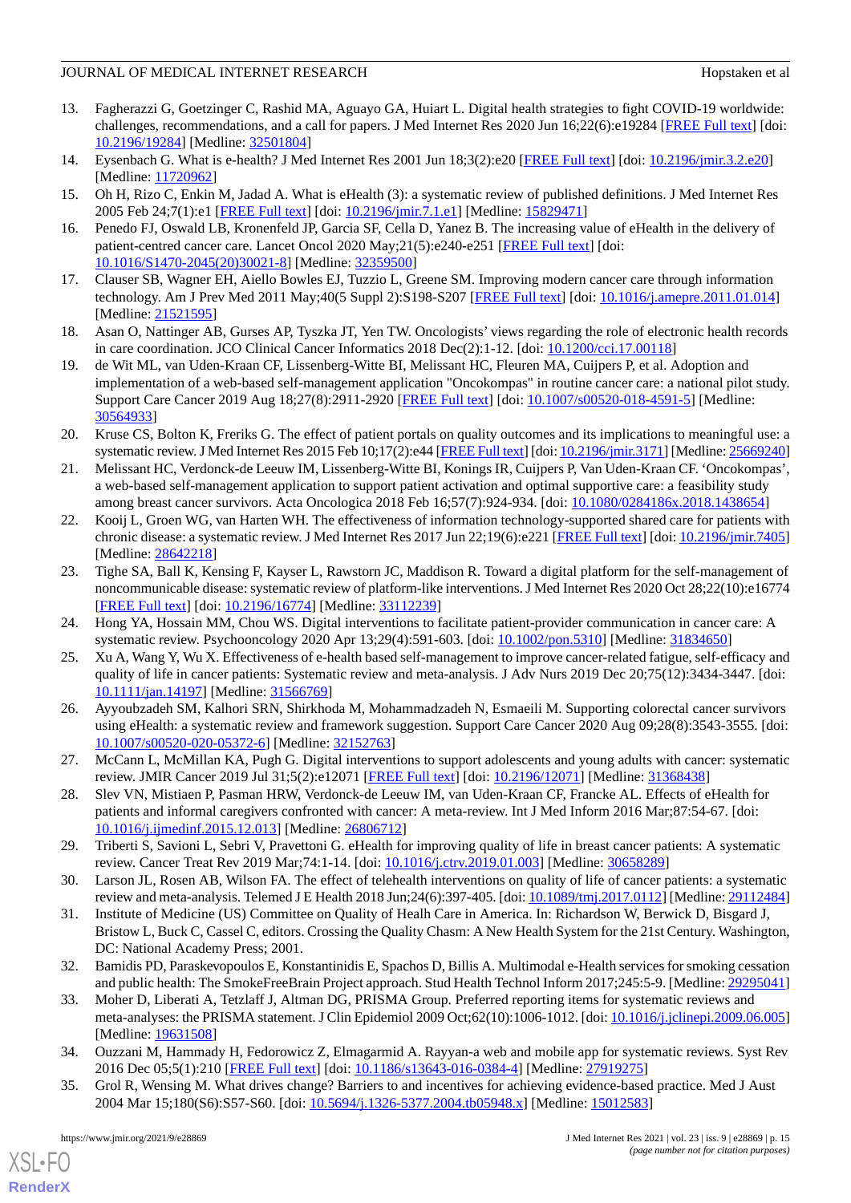13. Fagherazzi G, Goetzinger C, Rashid MA, Aguayo GA, Huiart L. Digital health strategies to fight COVID-19 worldwide: challenges, recommendations, and a call for papers. J Med Internet Res 2020 Jun 16;22(6):e19284 [FREE Full text] [doi: 10.2196/19284] [Medline: 32501804]
14. Eysenbach G. What is e-health? J Med Internet Res 2001 Jun 18;3(2):e20 [FREE Full text] [doi: 10.2196/jmir.3.2.e20] [Medline: 11720962]
15. Oh H, Rizo C, Enkin M, Jadad A. What is eHealth (3): a systematic review of published definitions. J Med Internet Res 2005 Feb 24;7(1):e1 [FREE Full text] [doi: 10.2196/jmir.7.1.e1] [Medline: 15829471]
16. Penedo FJ, Oswald LB, Kronenfeld JP, Garcia SF, Cella D, Yanez B. The increasing value of eHealth in the delivery of patient-centred cancer care. Lancet Oncol 2020 May;21(5):e240-e251 [FREE Full text] [doi: 10.1016/S1470-2045(20)30021-8] [Medline: 32359500]
17. Clauser SB, Wagner EH, Aiello Bowles EJ, Tuzzio L, Greene SM. Improving modern cancer care through information technology. Am J Prev Med 2011 May;40(5 Suppl 2):S198-S207 [FREE Full text] [doi: 10.1016/j.amepre.2011.01.014] [Medline: 21521595]
18. Asan O, Nattinger AB, Gurses AP, Tyszka JT, Yen TW. Oncologists' views regarding the role of electronic health records in care coordination. JCO Clinical Cancer Informatics 2018 Dec(2):1-12. [doi: 10.1200/cci.17.00118]
19. de Wit ML, van Uden-Kraan CF, Lissenberg-Witte BI, Melissant HC, Fleuren MA, Cuijpers P, et al. Adoption and implementation of a web-based self-management application "Oncokompas" in routine cancer care: a national pilot study. Support Care Cancer 2019 Aug 18;27(8):2911-2920 [FREE Full text] [doi: 10.1007/s00520-018-4591-5] [Medline: 30564933]
20. Kruse CS, Bolton K, Freriks G. The effect of patient portals on quality outcomes and its implications to meaningful use: a systematic review. J Med Internet Res 2015 Feb 10;17(2):e44 [FREE Full text] [doi: 10.2196/jmir.3171] [Medline: 25669240]
21. Melissant HC, Verdonck-de Leeuw IM, Lissenberg-Witte BI, Konings IR, Cuijpers P, Van Uden-Kraan CF. 'Oncokompas', a web-based self-management application to support patient activation and optimal supportive care: a feasibility study among breast cancer survivors. Acta Oncologica 2018 Feb 16;57(7):924-934. [doi: 10.1080/0284186x.2018.1438654]
22. Kooij L, Groen WG, van Harten WH. The effectiveness of information technology-supported shared care for patients with chronic disease: a systematic review. J Med Internet Res 2017 Jun 22;19(6):e221 [FREE Full text] [doi: 10.2196/jmir.7405] [Medline: 28642218]
23. Tighe SA, Ball K, Kensing F, Kayser L, Rawstorn JC, Maddison R. Toward a digital platform for the self-management of noncommunicable disease: systematic review of platform-like interventions. J Med Internet Res 2020 Oct 28;22(10):e16774 [FREE Full text] [doi: 10.2196/16774] [Medline: 33112239]
24. Hong YA, Hossain MM, Chou WS. Digital interventions to facilitate patient-provider communication in cancer care: A systematic review. Psychooncology 2020 Apr 13;29(4):591-603. [doi: 10.1002/pon.5310] [Medline: 31834650]
25. Xu A, Wang Y, Wu X. Effectiveness of e-health based self-management to improve cancer-related fatigue, self-efficacy and quality of life in cancer patients: Systematic review and meta-analysis. J Adv Nurs 2019 Dec 20;75(12):3434-3447. [doi: 10.1111/jan.14197] [Medline: 31566769]
26. Ayyoubzadeh SM, Kalhori SRN, Shirkhoda M, Mohammadzadeh N, Esmaeili M. Supporting colorectal cancer survivors using eHealth: a systematic review and framework suggestion. Support Care Cancer 2020 Aug 09;28(8):3543-3555. [doi: 10.1007/s00520-020-05372-6] [Medline: 32152763]
27. McCann L, McMillan KA, Pugh G. Digital interventions to support adolescents and young adults with cancer: systematic review. JMIR Cancer 2019 Jul 31;5(2):e12071 [FREE Full text] [doi: 10.2196/12071] [Medline: 31368438]
28. Slev VN, Mistiaen P, Pasman HRW, Verdonck-de Leeuw IM, van Uden-Kraan CF, Francke AL. Effects of eHealth for patients and informal caregivers confronted with cancer: A meta-review. Int J Med Inform 2016 Mar;87:54-67. [doi: 10.1016/j.ijmedinf.2015.12.013] [Medline: 26806712]
29. Triberti S, Savioni L, Sebri V, Pravettoni G. eHealth for improving quality of life in breast cancer patients: A systematic review. Cancer Treat Rev 2019 Mar;74:1-14. [doi: 10.1016/j.ctrv.2019.01.003] [Medline: 30658289]
30. Larson JL, Rosen AB, Wilson FA. The effect of telehealth interventions on quality of life of cancer patients: a systematic review and meta-analysis. Telemed J E Health 2018 Jun;24(6):397-405. [doi: 10.1089/tmj.2017.0112] [Medline: 29112484]
31. Institute of Medicine (US) Committee on Quality of Healh Care in America. In: Richardson W, Berwick D, Bisgard J, Bristow L, Buck C, Cassel C, editors. Crossing the Quality Chasm: A New Health System for the 21st Century. Washington, DC: National Academy Press; 2001.
32. Bamidis PD, Paraskevopoulos E, Konstantinidis E, Spachos D, Billis A. Multimodal e-Health services for smoking cessation and public health: The SmokeFreeBrain Project approach. Stud Health Technol Inform 2017;245:5-9. [Medline: 29295041]
33. Moher D, Liberati A, Tetzlaff J, Altman DG, PRISMA Group. Preferred reporting items for systematic reviews and meta-analyses: the PRISMA statement. J Clin Epidemiol 2009 Oct;62(10):1006-1012. [doi: 10.1016/j.jclinepi.2009.06.005] [Medline: 19631508]
34. Ouzzani M, Hammady H, Fedorowicz Z, Elmagarmid A. Rayyan-a web and mobile app for systematic reviews. Syst Rev 2016 Dec 05;5(1):210 [FREE Full text] [doi: 10.1186/s13643-016-0384-4] [Medline: 27919275]
35. Grol R, Wensing M. What drives change? Barriers to and incentives for achieving evidence-based practice. Med J Aust 2004 Mar 15;180(S6):S57-S60. [doi: 10.5694/j.1326-5377.2004.tb05948.x] [Medline: 15012583]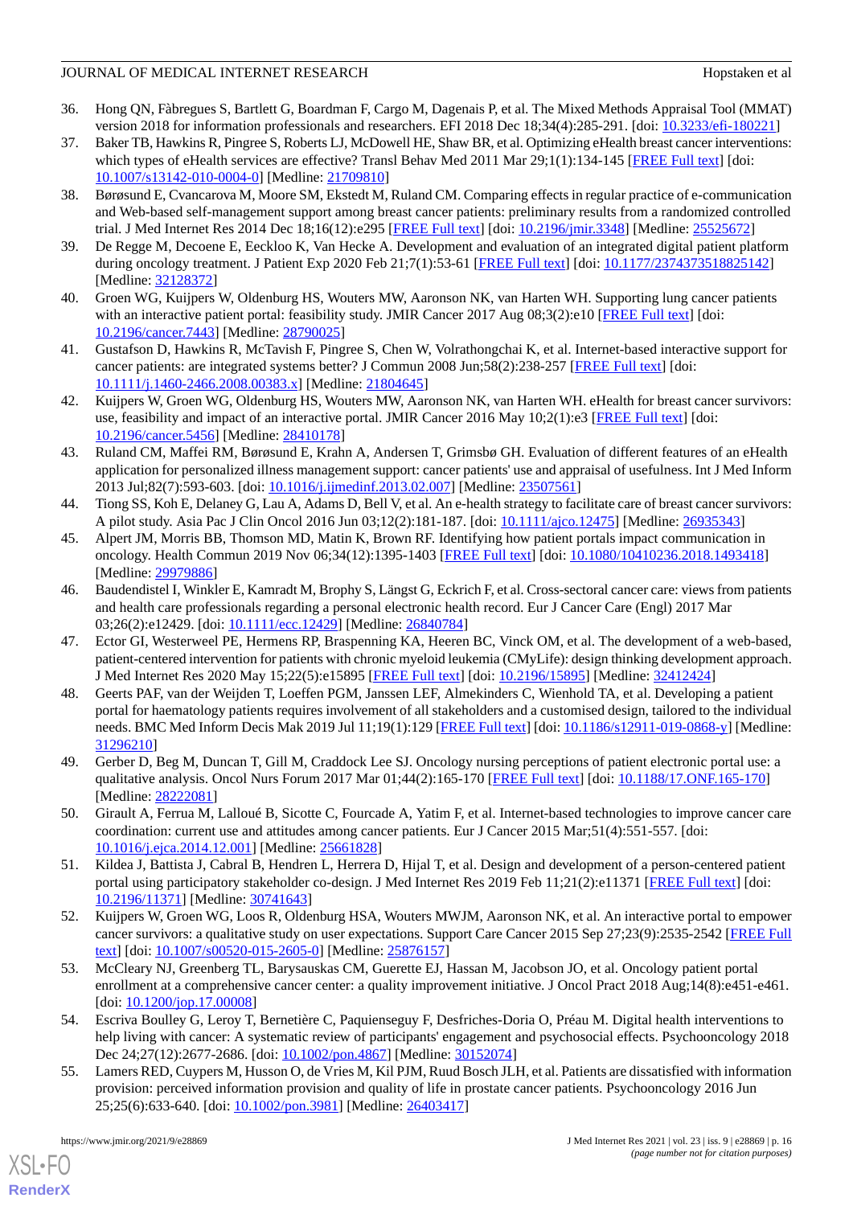36. Hong QN, Fàbregues S, Bartlett G, Boardman F, Cargo M, Dagenais P, et al. The Mixed Methods Appraisal Tool (MMAT) version 2018 for information professionals and researchers. EFI 2018 Dec 18;34(4):285-291. [doi: 10.3233/efi-180221]
37. Baker TB, Hawkins R, Pingree S, Roberts LJ, McDowell HE, Shaw BR, et al. Optimizing eHealth breast cancer interventions: which types of eHealth services are effective? Transl Behav Med 2011 Mar 29;1(1):134-145 [FREE Full text] [doi: 10.1007/s13142-010-0004-0] [Medline: 21709810]
38. Børøsund E, Cvancarova M, Moore SM, Ekstedt M, Ruland CM. Comparing effects in regular practice of e-communication and Web-based self-management support among breast cancer patients: preliminary results from a randomized controlled trial. J Med Internet Res 2014 Dec 18;16(12):e295 [FREE Full text] [doi: 10.2196/jmir.3348] [Medline: 25525672]
39. De Regge M, Decoene E, Eeckloo K, Van Hecke A. Development and evaluation of an integrated digital patient platform during oncology treatment. J Patient Exp 2020 Feb 21;7(1):53-61 [FREE Full text] [doi: 10.1177/2374373518825142] [Medline: 32128372]
40. Groen WG, Kuijpers W, Oldenburg HS, Wouters MW, Aaronson NK, van Harten WH. Supporting lung cancer patients with an interactive patient portal: feasibility study. JMIR Cancer 2017 Aug 08;3(2):e10 [FREE Full text] [doi: 10.2196/cancer.7443] [Medline: 28790025]
41. Gustafson D, Hawkins R, McTavish F, Pingree S, Chen W, Volrathongchai K, et al. Internet-based interactive support for cancer patients: are integrated systems better? J Commun 2008 Jun;58(2):238-257 [FREE Full text] [doi: 10.1111/j.1460-2466.2008.00383.x] [Medline: 21804645]
42. Kuijpers W, Groen WG, Oldenburg HS, Wouters MW, Aaronson NK, van Harten WH. eHealth for breast cancer survivors: use, feasibility and impact of an interactive portal. JMIR Cancer 2016 May 10;2(1):e3 [FREE Full text] [doi: 10.2196/cancer.5456] [Medline: 28410178]
43. Ruland CM, Maffei RM, Børøsund E, Krahn A, Andersen T, Grimsbø GH. Evaluation of different features of an eHealth application for personalized illness management support: cancer patients' use and appraisal of usefulness. Int J Med Inform 2013 Jul;82(7):593-603. [doi: 10.1016/j.ijmedinf.2013.02.007] [Medline: 23507561]
44. Tiong SS, Koh E, Delaney G, Lau A, Adams D, Bell V, et al. An e-health strategy to facilitate care of breast cancer survivors: A pilot study. Asia Pac J Clin Oncol 2016 Jun 03;12(2):181-187. [doi: 10.1111/ajco.12475] [Medline: 26935343]
45. Alpert JM, Morris BB, Thomson MD, Matin K, Brown RF. Identifying how patient portals impact communication in oncology. Health Commun 2019 Nov 06;34(12):1395-1403 [FREE Full text] [doi: 10.1080/10410236.2018.1493418] [Medline: 29979886]
46. Baudendistel I, Winkler E, Kamradt M, Brophy S, Längst G, Eckrich F, et al. Cross-sectoral cancer care: views from patients and health care professionals regarding a personal electronic health record. Eur J Cancer Care (Engl) 2017 Mar 03;26(2):e12429. [doi: 10.1111/ecc.12429] [Medline: 26840784]
47. Ector GI, Westerweel PE, Hermens RP, Braspenning KA, Heeren BC, Vinck OM, et al. The development of a web-based, patient-centered intervention for patients with chronic myeloid leukemia (CMyLife): design thinking development approach. J Med Internet Res 2020 May 15;22(5):e15895 [FREE Full text] [doi: 10.2196/15895] [Medline: 32412424]
48. Geerts PAF, van der Weijden T, Loeffen PGM, Janssen LEF, Almekinders C, Wienhold TA, et al. Developing a patient portal for haematology patients requires involvement of all stakeholders and a customised design, tailored to the individual needs. BMC Med Inform Decis Mak 2019 Jul 11;19(1):129 [FREE Full text] [doi: 10.1186/s12911-019-0868-y] [Medline: 31296210]
49. Gerber D, Beg M, Duncan T, Gill M, Craddock Lee SJ. Oncology nursing perceptions of patient electronic portal use: a qualitative analysis. Oncol Nurs Forum 2017 Mar 01;44(2):165-170 [FREE Full text] [doi: 10.1188/17.ONF.165-170] [Medline: 28222081]
50. Girault A, Ferrua M, Lalloué B, Sicotte C, Fourcade A, Yatim F, et al. Internet-based technologies to improve cancer care coordination: current use and attitudes among cancer patients. Eur J Cancer 2015 Mar;51(4):551-557. [doi: 10.1016/j.ejca.2014.12.001] [Medline: 25661828]
51. Kildea J, Battista J, Cabral B, Hendren L, Herrera D, Hijal T, et al. Design and development of a person-centered patient portal using participatory stakeholder co-design. J Med Internet Res 2019 Feb 11;21(2):e11371 [FREE Full text] [doi: 10.2196/11371] [Medline: 30741643]
52. Kuijpers W, Groen WG, Loos R, Oldenburg HSA, Wouters MWJM, Aaronson NK, et al. An interactive portal to empower cancer survivors: a qualitative study on user expectations. Support Care Cancer 2015 Sep 27;23(9):2535-2542 [FREE Full text] [doi: 10.1007/s00520-015-2605-0] [Medline: 25876157]
53. McCleary NJ, Greenberg TL, Barysauskas CM, Guerette EJ, Hassan M, Jacobson JO, et al. Oncology patient portal enrollment at a comprehensive cancer center: a quality improvement initiative. J Oncol Pract 2018 Aug;14(8):e451-e461. [doi: 10.1200/jop.17.00008]
54. Escriva Boulley G, Leroy T, Bernetière C, Paquienseguy F, Desfriches-Doria O, Préau M. Digital health interventions to help living with cancer: A systematic review of participants' engagement and psychosocial effects. Psychooncology 2018 Dec 24;27(12):2677-2686. [doi: 10.1002/pon.4867] [Medline: 30152074]
55. Lamers RED, Cuypers M, Husson O, de Vries M, Kil PJM, Ruud Bosch JLH, et al. Patients are dissatisfied with information provision: perceived information provision and quality of life in prostate cancer patients. Psychooncology 2016 Jun 25;25(6):633-640. [doi: 10.1002/pon.3981] [Medline: 26403417]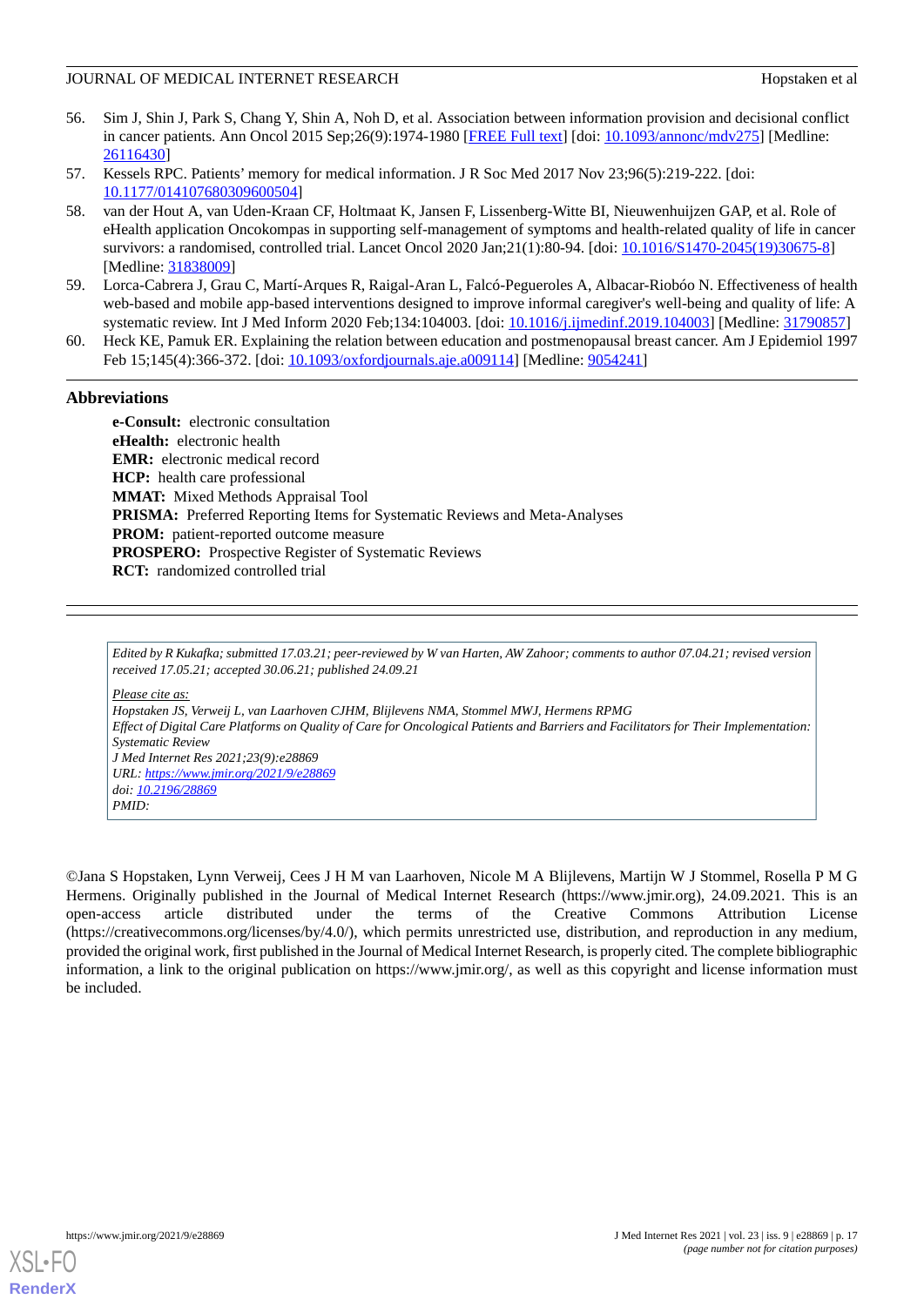56. Sim J, Shin J, Park S, Chang Y, Shin A, Noh D, et al. Association between information provision and decisional conflict in cancer patients. Ann Oncol 2015 Sep;26(9):1974-1980 [FREE Full text] [doi: 10.1093/annonc/mdv275] [Medline: 26116430]
57. Kessels RPC. Patients' memory for medical information. J R Soc Med 2017 Nov 23;96(5):219-222. [doi: 10.1177/014107680309600504]
58. van der Hout A, van Uden-Kraan CF, Holtmaat K, Jansen F, Lissenberg-Witte BI, Nieuwenhuijzen GAP, et al. Role of eHealth application Oncokompas in supporting self-management of symptoms and health-related quality of life in cancer survivors: a randomised, controlled trial. Lancet Oncol 2020 Jan;21(1):80-94. [doi: 10.1016/S1470-2045(19)30675-8] [Medline: 31838009]
59. Lorca-Cabrera J, Grau C, Martí-Arques R, Raigal-Aran L, Falcó-Pegueroles A, Albacar-Riobóo N. Effectiveness of health web-based and mobile app-based interventions designed to improve informal caregiver's well-being and quality of life: A systematic review. Int J Med Inform 2020 Feb;134:104003. [doi: 10.1016/j.ijmedinf.2019.104003] [Medline: 31790857]
60. Heck KE, Pamuk ER. Explaining the relation between education and postmenopausal breast cancer. Am J Epidemiol 1997 Feb 15;145(4):366-372. [doi: 10.1093/oxfordjournals.aje.a009114] [Medline: 9054241]

## Abbreviations

**e-Consult:** electronic consultation
**eHealth:** electronic health
**EMR:** electronic medical record
**HCP:** health care professional
**MMAT:** Mixed Methods Appraisal Tool
**PRISMA:** Preferred Reporting Items for Systematic Reviews and Meta-Analyses
**PROM:** patient-reported outcome measure
**PROSPERO:** Prospective Register of Systematic Reviews
**RCT:** randomized controlled trial

*Edited by R Kukafka; submitted 17.03.21; peer-reviewed by W van Harten, AW Zahoor; comments to author 07.04.21; revised version received 17.05.21; accepted 30.06.21; published 24.09.21*

*Please cite as:*
*Hopstaken JS, Verweij L, van Laarhoven CJHM, Blijlevens NMA, Stommel MWJ, Hermens RPMG*
*Effect of Digital Care Platforms on Quality of Care for Oncological Patients and Barriers and Facilitators for Their Implementation: Systematic Review*
*J Med Internet Res 2021;23(9):e28869*
*URL: https://www.jmir.org/2021/9/e28869*
*doi: 10.2196/28869*
*PMID:*

©Jana S Hopstaken, Lynn Verweij, Cees J H M van Laarhoven, Nicole M A Blijlevens, Martijn W J Stommel, Rosella P M G Hermens. Originally published in the Journal of Medical Internet Research (https://www.jmir.org), 24.09.2021. This is an open-access article distributed under the terms of the Creative Commons Attribution License (https://creativecommons.org/licenses/by/4.0/), which permits unrestricted use, distribution, and reproduction in any medium, provided the original work, first published in the Journal of Medical Internet Research, is properly cited. The complete bibliographic information, a link to the original publication on https://www.jmir.org/, as well as this copyright and license information must be included.